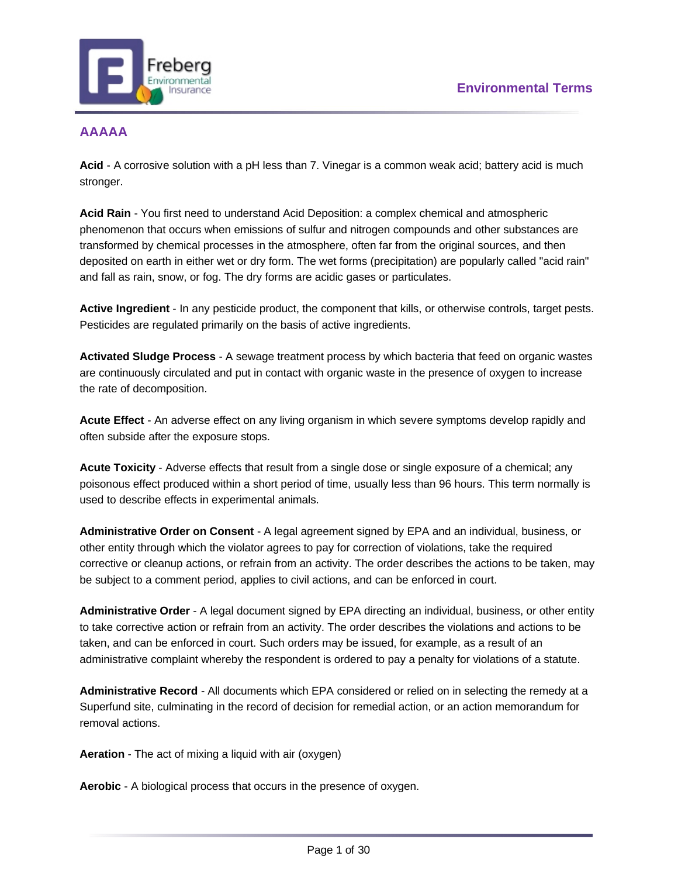# Environmental Terms

## AAAAA

**Acid** - A corrosive solution with a pH less than 7. Vinegar is a common weak acid; battery acid is much stronger.

**Acid Rain** - You first need to understand Acid Deposition: a complex chemical and atmospheric phenomenon that occurs when emissions of sulfur and nitrogen compounds and other substances are transformed by chemical processes in the atmosphere, often far from the original sources, and then deposited on earth in either wet or dry form. The wet forms (precipitation) are popularly called "acid rain" and fall as rain, snow, or fog. The dry forms are acidic gases or particulates.

**Active Ingredient** - In any pesticide product, the component that kills, or otherwise controls, target pests. Pesticides are regulated primarily on the basis of active ingredients.

**Activated Sludge Process** - A sewage treatment process by which bacteria that feed on organic wastes are continuously circulated and put in contact with organic waste in the presence of oxygen to increase the rate of decomposition.

**Acute Effect** - An adverse effect on any living organism in which severe symptoms develop rapidly and often subside after the exposure stops.

**Acute Toxicity** - Adverse effects that result from a single dose or single exposure of a chemical; any poisonous effect produced within a short period of time, usually less than 96 hours. This term normally is used to describe effects in experimental animals.

**Administrative Order on Consent** - A legal agreement signed by EPA and an individual, business, or other entity through which the violator agrees to pay for correction of violations, take the required corrective or cleanup actions, or refrain from an activity. The order describes the actions to be taken, may be subject to a comment period, applies to civil actions, and can be enforced in court.

**Administrative Order** - A legal document signed by EPA directing an individual, business, or other entity to take corrective action or refrain from an activity. The order describes the violations and actions to be taken, and can be enforced in court. Such orders may be issued, for example, as a result of an administrative complaint whereby the respondent is ordered to pay a penalty for violations of a statute.

**Administrative Record** - All documents which EPA considered or relied on in selecting the remedy at a Superfund site, culminating in the record of decision for remedial action, or an action memorandum for removal actions.

**Aeration** - The act of mixing a liquid with air (oxygen)

**Aerobic** - A biological process that occurs in the presence of oxygen.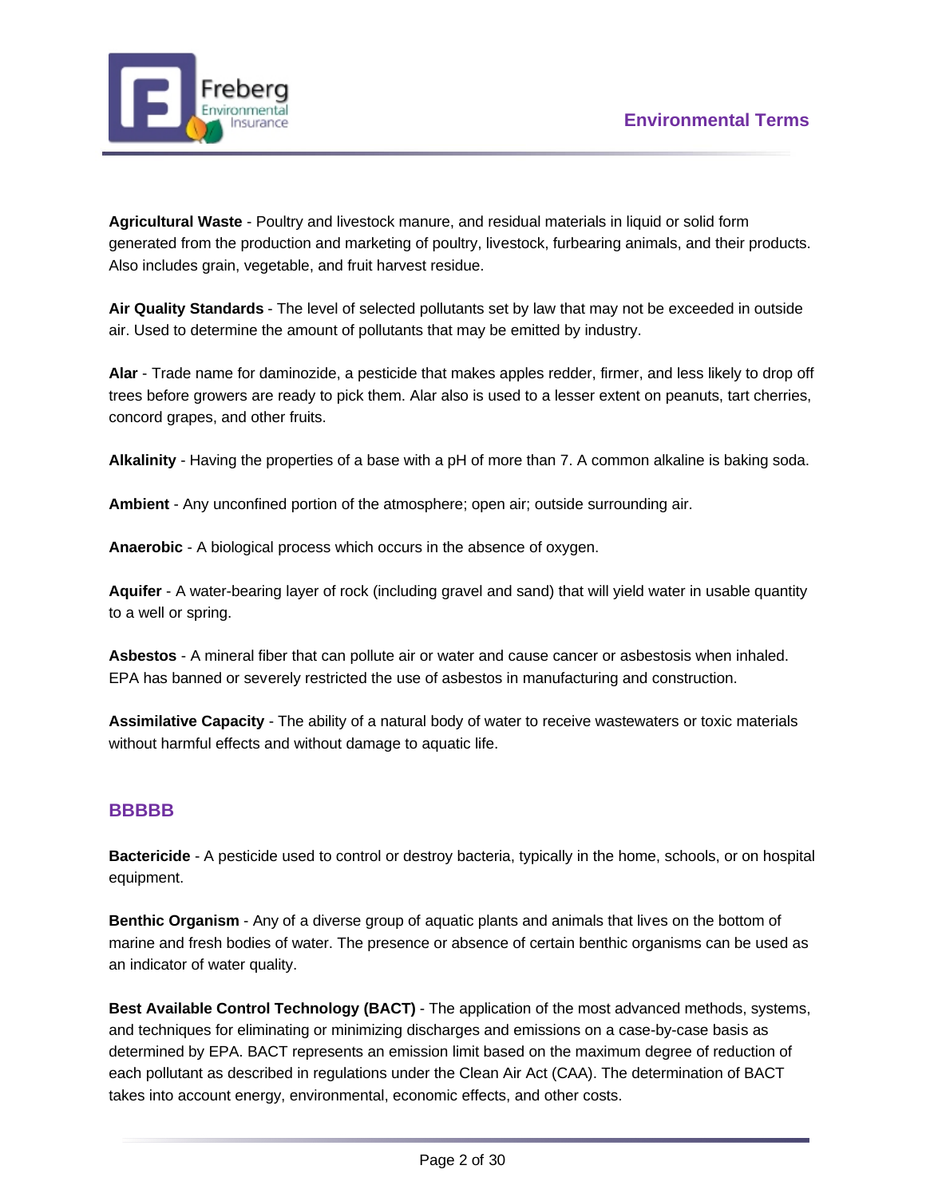**Agricultural Waste** - Poultry and livestock manure, and residual materials in liquid or solid form generated from the production and marketing of poultry, livestock, furbearing animals, and their products. Also includes grain, vegetable, and fruit harvest residue.

**Air Quality Standards** - The level of selected pollutants set by law that may not be exceeded in outside air. Used to determine the amount of pollutants that may be emitted by industry.

**Alar** - Trade name for daminozide, a pesticide that makes apples redder, firmer, and less likely to drop off trees before growers are ready to pick them. Alar also is used to a lesser extent on peanuts, tart cherries, concord grapes, and other fruits.

**Alkalinity** - Having the properties of a base with a pH of more than 7. A common alkaline is baking soda.

**Ambient** - Any unconfined portion of the atmosphere; open air; outside surrounding air.

**Anaerobic** - A biological process which occurs in the absence of oxygen.

**Aquifer** - A water-bearing layer of rock (including gravel and sand) that will yield water in usable quantity to a well or spring.

**Asbestos** - A mineral fiber that can pollute air or water and cause cancer or asbestosis when inhaled. EPA has banned or severely restricted the use of asbestos in manufacturing and construction.

**Assimilative Capacity** - The ability of a natural body of water to receive wastewaters or toxic materials without harmful effects and without damage to aquatic life.

## BBBBB

**Bactericide** - A pesticide used to control or destroy bacteria, typically in the home, schools, or on hospital equipment.

**Benthic Organism** - Any of a diverse group of aquatic plants and animals that lives on the bottom of marine and fresh bodies of water. The presence or absence of certain benthic organisms can be used as an indicator of water quality.

**Best Available Control Technology (BACT)** - The application of the most advanced methods, systems, and techniques for eliminating or minimizing discharges and emissions on a case-by-case basis as determined by EPA. BACT represents an emission limit based on the maximum degree of reduction of each pollutant as described in regulations under the Clean Air Act (CAA). The determination of BACT takes into account energy, environmental, economic effects, and other costs.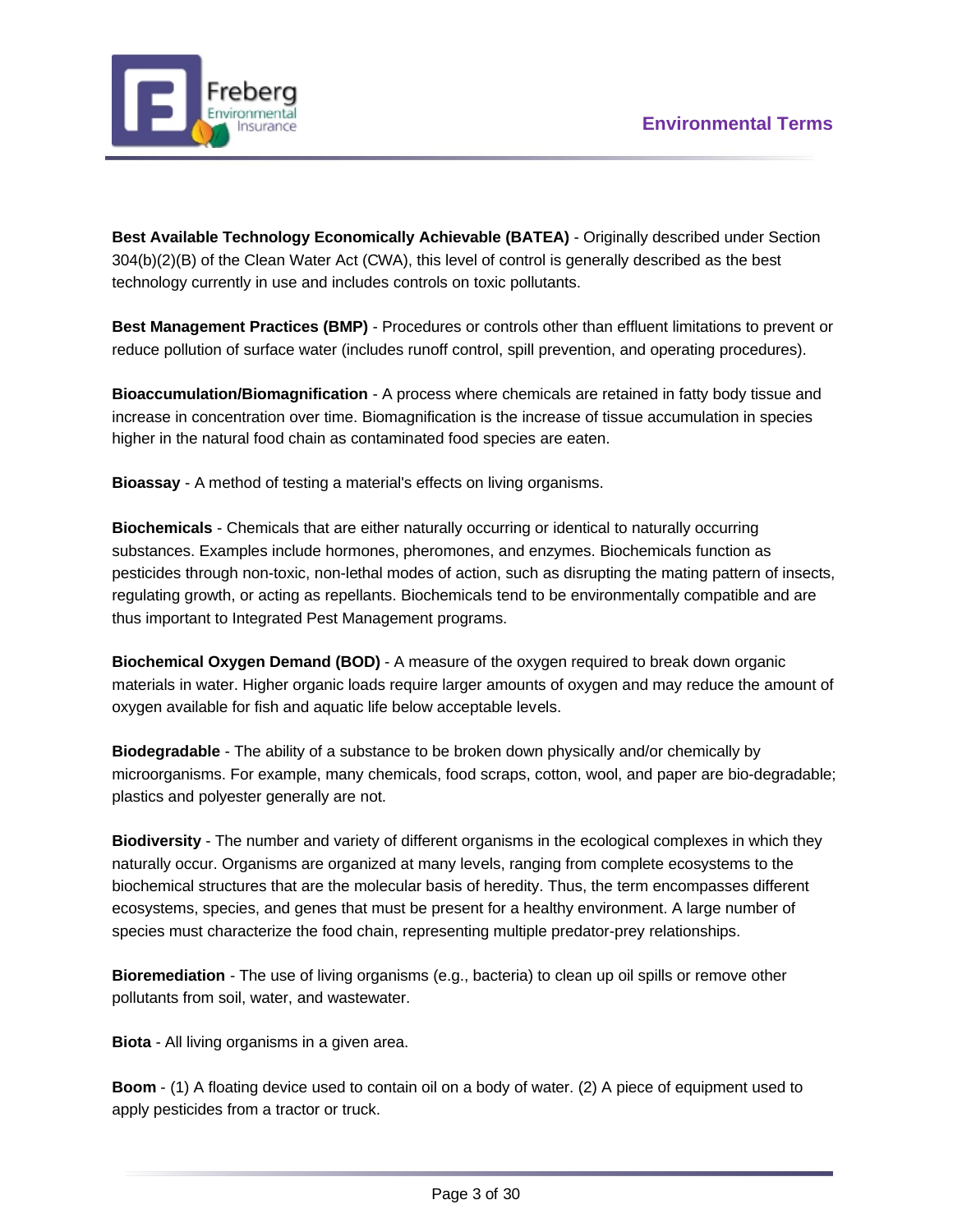**Best Available Technology Economically Achievable (BATEA)** - Originally described under Section 304(b)(2)(B) of the Clean Water Act (CWA), this level of control is generally described as the best technology currently in use and includes controls on toxic pollutants.

**Best Management Practices (BMP)** - Procedures or controls other than effluent limitations to prevent or reduce pollution of surface water (includes runoff control, spill prevention, and operating procedures).

**Bioaccumulation/Biomagnification** - A process where chemicals are retained in fatty body tissue and increase in concentration over time. Biomagnification is the increase of tissue accumulation in species higher in the natural food chain as contaminated food species are eaten.

**Bioassay** - A method of testing a material's effects on living organisms.

**Biochemicals** - Chemicals that are either naturally occurring or identical to naturally occurring substances. Examples include hormones, pheromones, and enzymes. Biochemicals function as pesticides through non-toxic, non-lethal modes of action, such as disrupting the mating pattern of insects, regulating growth, or acting as repellants. Biochemicals tend to be environmentally compatible and are thus important to Integrated Pest Management programs.

**Biochemical Oxygen Demand (BOD)** - A measure of the oxygen required to break down organic materials in water. Higher organic loads require larger amounts of oxygen and may reduce the amount of oxygen available for fish and aquatic life below acceptable levels.

**Biodegradable** - The ability of a substance to be broken down physically and/or chemically by microorganisms. For example, many chemicals, food scraps, cotton, wool, and paper are bio-degradable; plastics and polyester generally are not.

**Biodiversity** - The number and variety of different organisms in the ecological complexes in which they naturally occur. Organisms are organized at many levels, ranging from complete ecosystems to the biochemical structures that are the molecular basis of heredity. Thus, the term encompasses different ecosystems, species, and genes that must be present for a healthy environment. A large number of species must characterize the food chain, representing multiple predator-prey relationships.

**Bioremediation** - The use of living organisms (e.g., bacteria) to clean up oil spills or remove other pollutants from soil, water, and wastewater.

**Biota** - All living organisms in a given area.

**Boom** - (1) A floating device used to contain oil on a body of water. (2) A piece of equipment used to apply pesticides from a tractor or truck.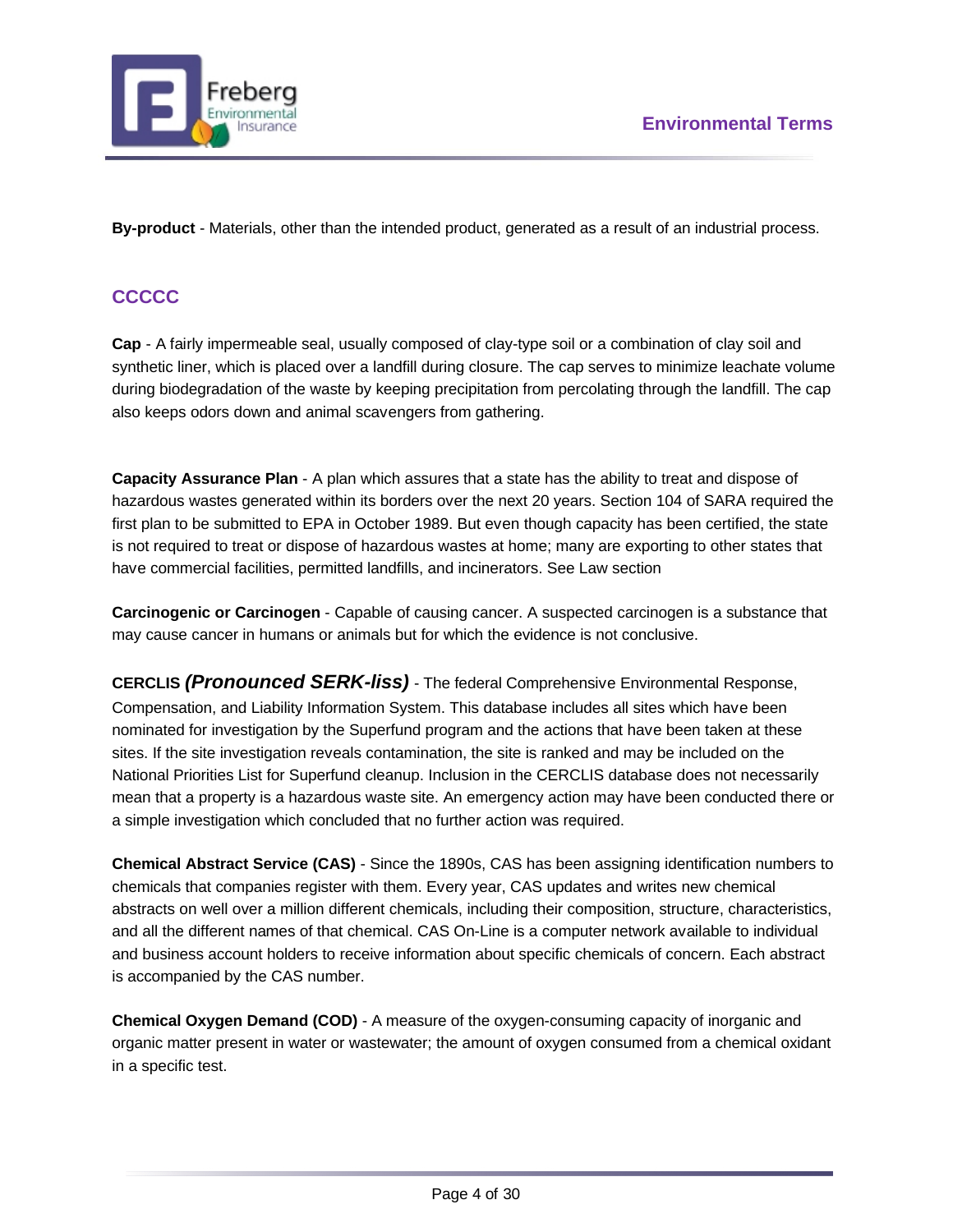**By-product** - Materials, other than the intended product, generated as a result of an industrial process.

## CCCCC

**Cap** - A fairly impermeable seal, usually composed of clay-type soil or a combination of clay soil and synthetic liner, which is placed over a landfill during closure. The cap serves to minimize leachate volume during biodegradation of the waste by keeping precipitation from percolating through the landfill. The cap also keeps odors down and animal scavengers from gathering.

**Capacity Assurance Plan** - A plan which assures that a state has the ability to treat and dispose of hazardous wastes generated within its borders over the next 20 years. Section 104 of SARA required the first plan to be submitted to EPA in October 1989. But even though capacity has been certified, the state is not required to treat or dispose of hazardous wastes at home; many are exporting to other states that have commercial facilities, permitted landfills, and incinerators. See Law section

**Carcinogenic or Carcinogen** - Capable of causing cancer. A suspected carcinogen is a substance that may cause cancer in humans or animals but for which the evidence is not conclusive.

**CERCLIS** ***(Pronounced SERK-liss)*** - The federal Comprehensive Environmental Response, Compensation, and Liability Information System. This database includes all sites which have been nominated for investigation by the Superfund program and the actions that have been taken at these sites. If the site investigation reveals contamination, the site is ranked and may be included on the National Priorities List for Superfund cleanup. Inclusion in the CERCLIS database does not necessarily mean that a property is a hazardous waste site. An emergency action may have been conducted there or a simple investigation which concluded that no further action was required.

**Chemical Abstract Service (CAS)** - Since the 1890s, CAS has been assigning identification numbers to chemicals that companies register with them. Every year, CAS updates and writes new chemical abstracts on well over a million different chemicals, including their composition, structure, characteristics, and all the different names of that chemical. CAS On-Line is a computer network available to individual and business account holders to receive information about specific chemicals of concern. Each abstract is accompanied by the CAS number.

**Chemical Oxygen Demand (COD)** - A measure of the oxygen-consuming capacity of inorganic and organic matter present in water or wastewater; the amount of oxygen consumed from a chemical oxidant in a specific test.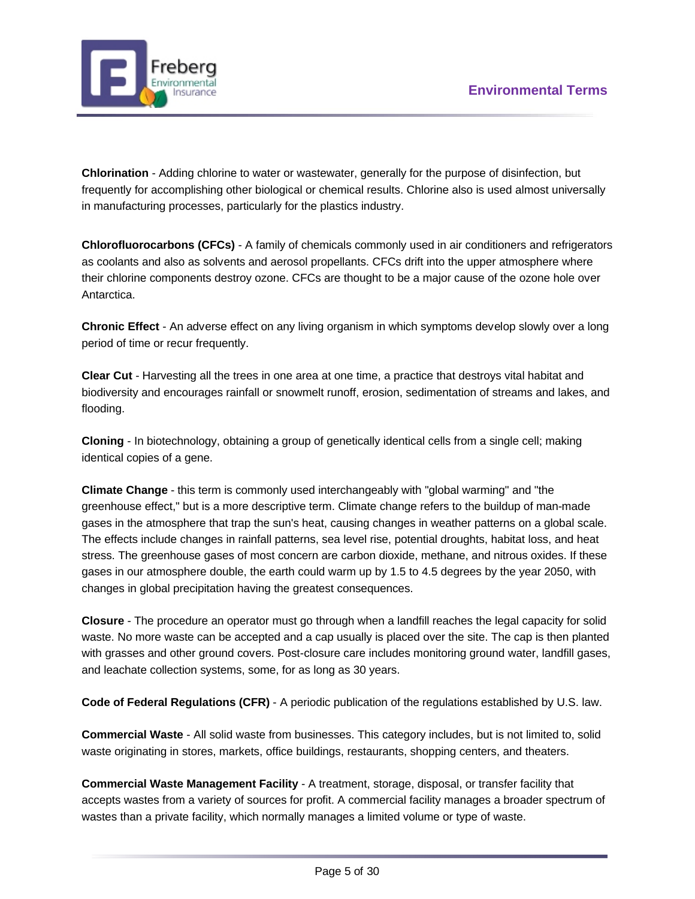**Chlorination** - Adding chlorine to water or wastewater, generally for the purpose of disinfection, but frequently for accomplishing other biological or chemical results. Chlorine also is used almost universally in manufacturing processes, particularly for the plastics industry.

**Chlorofluorocarbons (CFCs)** - A family of chemicals commonly used in air conditioners and refrigerators as coolants and also as solvents and aerosol propellants. CFCs drift into the upper atmosphere where their chlorine components destroy ozone. CFCs are thought to be a major cause of the ozone hole over Antarctica.

**Chronic Effect** - An adverse effect on any living organism in which symptoms develop slowly over a long period of time or recur frequently.

**Clear Cut** - Harvesting all the trees in one area at one time, a practice that destroys vital habitat and biodiversity and encourages rainfall or snowmelt runoff, erosion, sedimentation of streams and lakes, and flooding.

**Cloning** - In biotechnology, obtaining a group of genetically identical cells from a single cell; making identical copies of a gene.

**Climate Change** - this term is commonly used interchangeably with "global warming" and "the greenhouse effect," but is a more descriptive term. Climate change refers to the buildup of man-made gases in the atmosphere that trap the sun's heat, causing changes in weather patterns on a global scale. The effects include changes in rainfall patterns, sea level rise, potential droughts, habitat loss, and heat stress. The greenhouse gases of most concern are carbon dioxide, methane, and nitrous oxides. If these gases in our atmosphere double, the earth could warm up by 1.5 to 4.5 degrees by the year 2050, with changes in global precipitation having the greatest consequences.

**Closure** - The procedure an operator must go through when a landfill reaches the legal capacity for solid waste. No more waste can be accepted and a cap usually is placed over the site. The cap is then planted with grasses and other ground covers. Post-closure care includes monitoring ground water, landfill gases, and leachate collection systems, some, for as long as 30 years.

**Code of Federal Regulations (CFR)** - A periodic publication of the regulations established by U.S. law.

**Commercial Waste** - All solid waste from businesses. This category includes, but is not limited to, solid waste originating in stores, markets, office buildings, restaurants, shopping centers, and theaters.

**Commercial Waste Management Facility** - A treatment, storage, disposal, or transfer facility that accepts wastes from a variety of sources for profit. A commercial facility manages a broader spectrum of wastes than a private facility, which normally manages a limited volume or type of waste.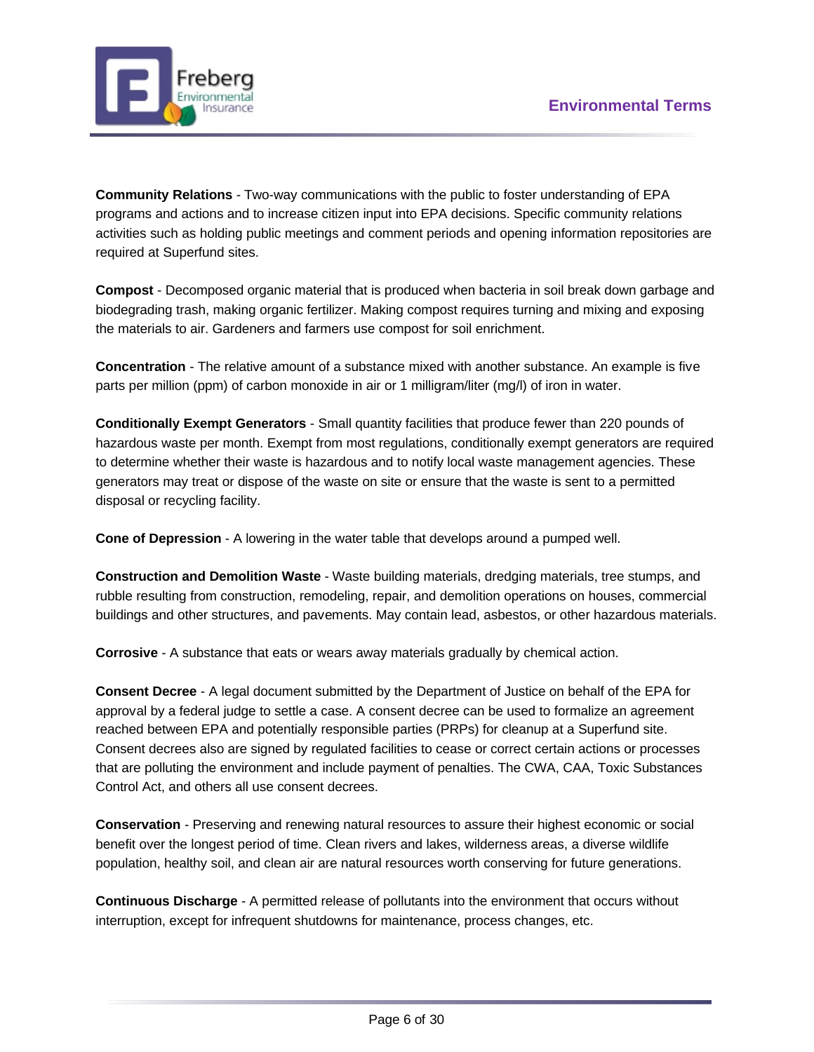**Community Relations** - Two-way communications with the public to foster understanding of EPA programs and actions and to increase citizen input into EPA decisions. Specific community relations activities such as holding public meetings and comment periods and opening information repositories are required at Superfund sites.

**Compost** - Decomposed organic material that is produced when bacteria in soil break down garbage and biodegrading trash, making organic fertilizer. Making compost requires turning and mixing and exposing the materials to air. Gardeners and farmers use compost for soil enrichment.

**Concentration** - The relative amount of a substance mixed with another substance. An example is five parts per million (ppm) of carbon monoxide in air or 1 milligram/liter (mg/l) of iron in water.

**Conditionally Exempt Generators** - Small quantity facilities that produce fewer than 220 pounds of hazardous waste per month. Exempt from most regulations, conditionally exempt generators are required to determine whether their waste is hazardous and to notify local waste management agencies. These generators may treat or dispose of the waste on site or ensure that the waste is sent to a permitted disposal or recycling facility.

**Cone of Depression** - A lowering in the water table that develops around a pumped well.

**Construction and Demolition Waste** - Waste building materials, dredging materials, tree stumps, and rubble resulting from construction, remodeling, repair, and demolition operations on houses, commercial buildings and other structures, and pavements. May contain lead, asbestos, or other hazardous materials.

**Corrosive** - A substance that eats or wears away materials gradually by chemical action.

**Consent Decree** - A legal document submitted by the Department of Justice on behalf of the EPA for approval by a federal judge to settle a case. A consent decree can be used to formalize an agreement reached between EPA and potentially responsible parties (PRPs) for cleanup at a Superfund site. Consent decrees also are signed by regulated facilities to cease or correct certain actions or processes that are polluting the environment and include payment of penalties. The CWA, CAA, Toxic Substances Control Act, and others all use consent decrees.

**Conservation** - Preserving and renewing natural resources to assure their highest economic or social benefit over the longest period of time. Clean rivers and lakes, wilderness areas, a diverse wildlife population, healthy soil, and clean air are natural resources worth conserving for future generations.

**Continuous Discharge** - A permitted release of pollutants into the environment that occurs without interruption, except for infrequent shutdowns for maintenance, process changes, etc.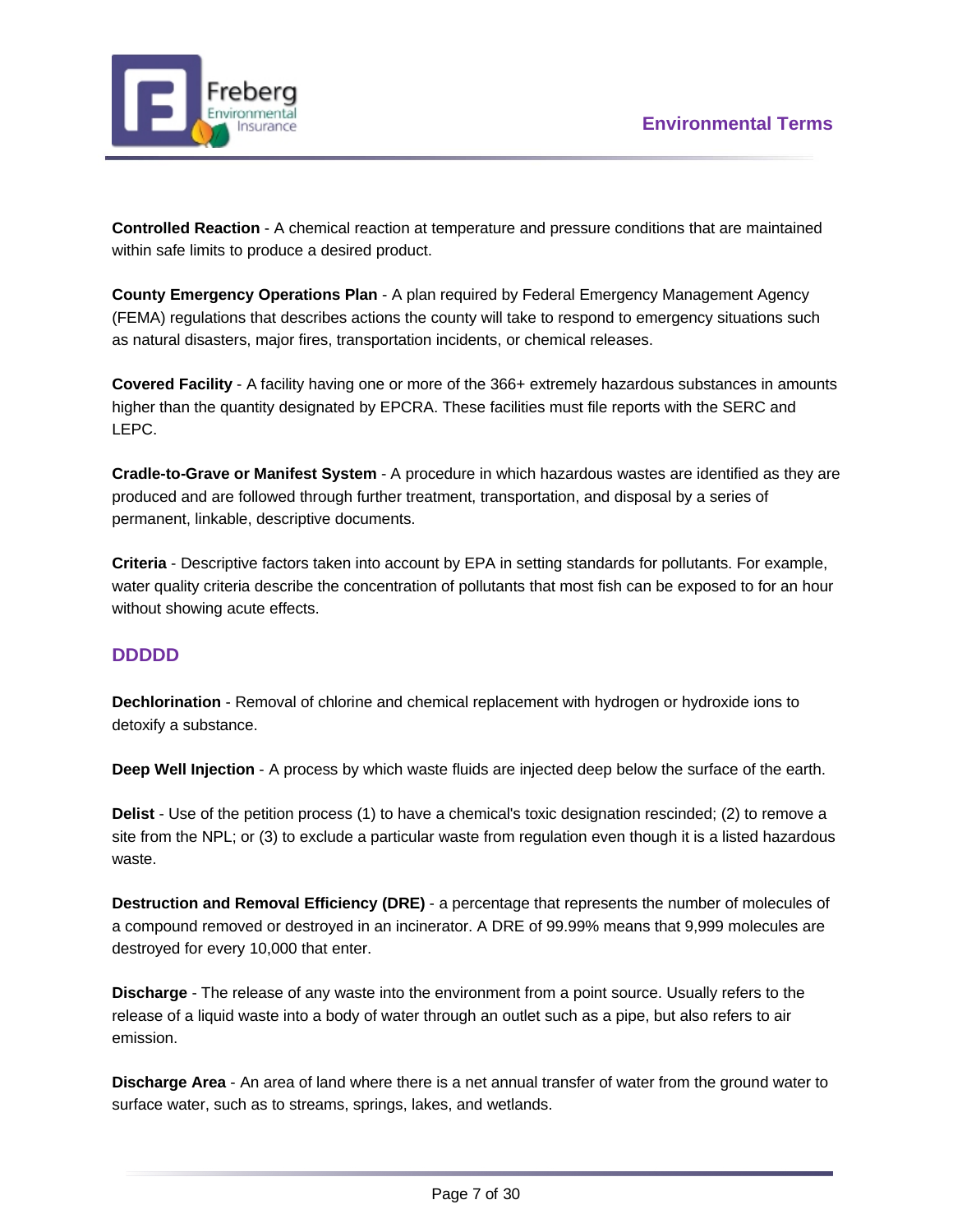**Controlled Reaction** - A chemical reaction at temperature and pressure conditions that are maintained within safe limits to produce a desired product.

**County Emergency Operations Plan** - A plan required by Federal Emergency Management Agency (FEMA) regulations that describes actions the county will take to respond to emergency situations such as natural disasters, major fires, transportation incidents, or chemical releases.

**Covered Facility** - A facility having one or more of the 366+ extremely hazardous substances in amounts higher than the quantity designated by EPCRA. These facilities must file reports with the SERC and LEPC.

**Cradle-to-Grave or Manifest System** - A procedure in which hazardous wastes are identified as they are produced and are followed through further treatment, transportation, and disposal by a series of permanent, linkable, descriptive documents.

**Criteria** - Descriptive factors taken into account by EPA in setting standards for pollutants. For example, water quality criteria describe the concentration of pollutants that most fish can be exposed to for an hour without showing acute effects.

## DDDDD

**Dechlorination** - Removal of chlorine and chemical replacement with hydrogen or hydroxide ions to detoxify a substance.

**Deep Well Injection** - A process by which waste fluids are injected deep below the surface of the earth.

**Delist** - Use of the petition process (1) to have a chemical's toxic designation rescinded; (2) to remove a site from the NPL; or (3) to exclude a particular waste from regulation even though it is a listed hazardous waste.

**Destruction and Removal Efficiency (DRE)** - a percentage that represents the number of molecules of a compound removed or destroyed in an incinerator. A DRE of 99.99% means that 9,999 molecules are destroyed for every 10,000 that enter.

**Discharge** - The release of any waste into the environment from a point source. Usually refers to the release of a liquid waste into a body of water through an outlet such as a pipe, but also refers to air emission.

**Discharge Area** - An area of land where there is a net annual transfer of water from the ground water to surface water, such as to streams, springs, lakes, and wetlands.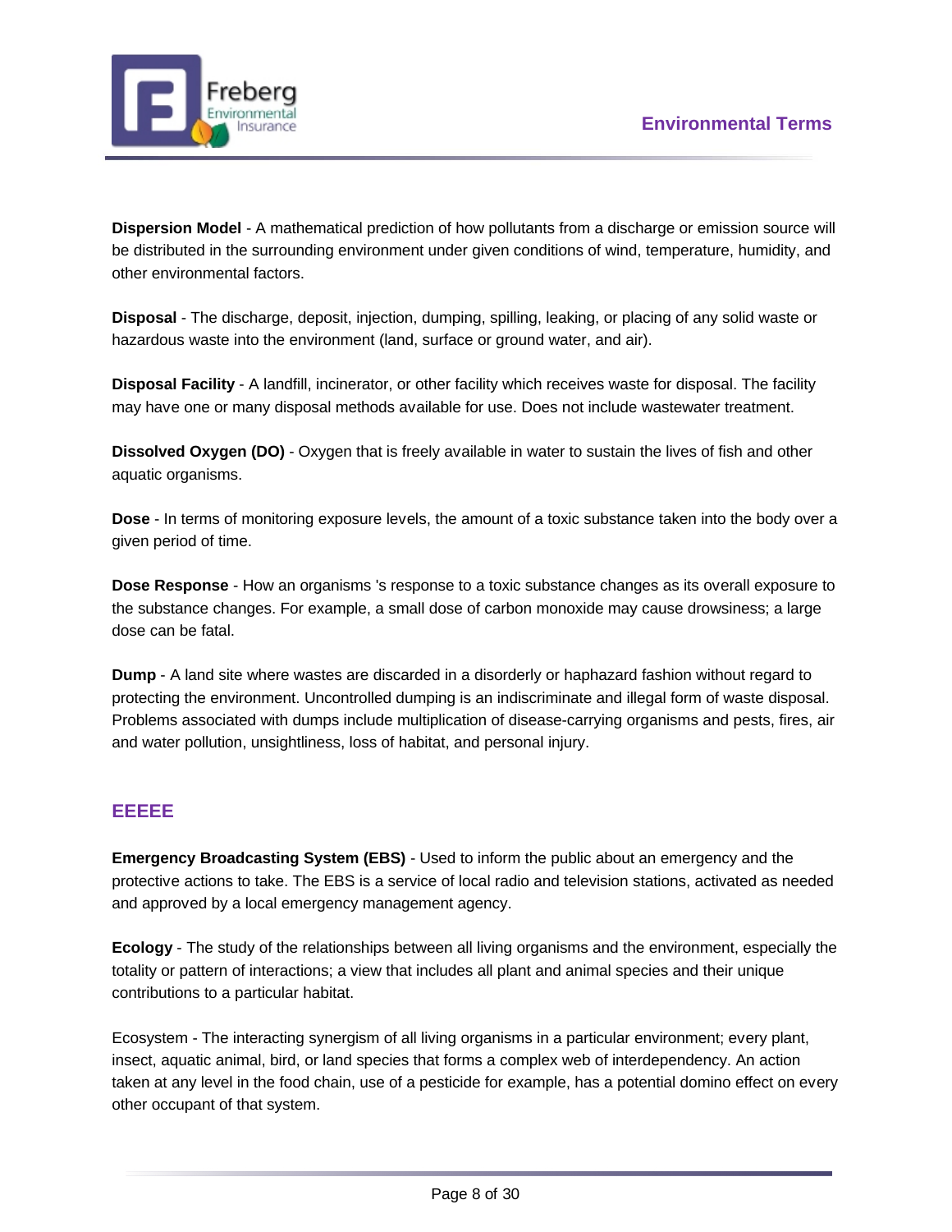**Dispersion Model** - A mathematical prediction of how pollutants from a discharge or emission source will be distributed in the surrounding environment under given conditions of wind, temperature, humidity, and other environmental factors.

**Disposal** - The discharge, deposit, injection, dumping, spilling, leaking, or placing of any solid waste or hazardous waste into the environment (land, surface or ground water, and air).

**Disposal Facility** - A landfill, incinerator, or other facility which receives waste for disposal. The facility may have one or many disposal methods available for use. Does not include wastewater treatment.

**Dissolved Oxygen (DO)** - Oxygen that is freely available in water to sustain the lives of fish and other aquatic organisms.

**Dose** - In terms of monitoring exposure levels, the amount of a toxic substance taken into the body over a given period of time.

**Dose Response** - How an organisms 's response to a toxic substance changes as its overall exposure to the substance changes. For example, a small dose of carbon monoxide may cause drowsiness; a large dose can be fatal.

**Dump** - A land site where wastes are discarded in a disorderly or haphazard fashion without regard to protecting the environment. Uncontrolled dumping is an indiscriminate and illegal form of waste disposal. Problems associated with dumps include multiplication of disease-carrying organisms and pests, fires, air and water pollution, unsightliness, loss of habitat, and personal injury.

## EEEEE

**Emergency Broadcasting System (EBS)** - Used to inform the public about an emergency and the protective actions to take. The EBS is a service of local radio and television stations, activated as needed and approved by a local emergency management agency.

**Ecology** - The study of the relationships between all living organisms and the environment, especially the totality or pattern of interactions; a view that includes all plant and animal species and their unique contributions to a particular habitat.

Ecosystem - The interacting synergism of all living organisms in a particular environment; every plant, insect, aquatic animal, bird, or land species that forms a complex web of interdependency. An action taken at any level in the food chain, use of a pesticide for example, has a potential domino effect on every other occupant of that system.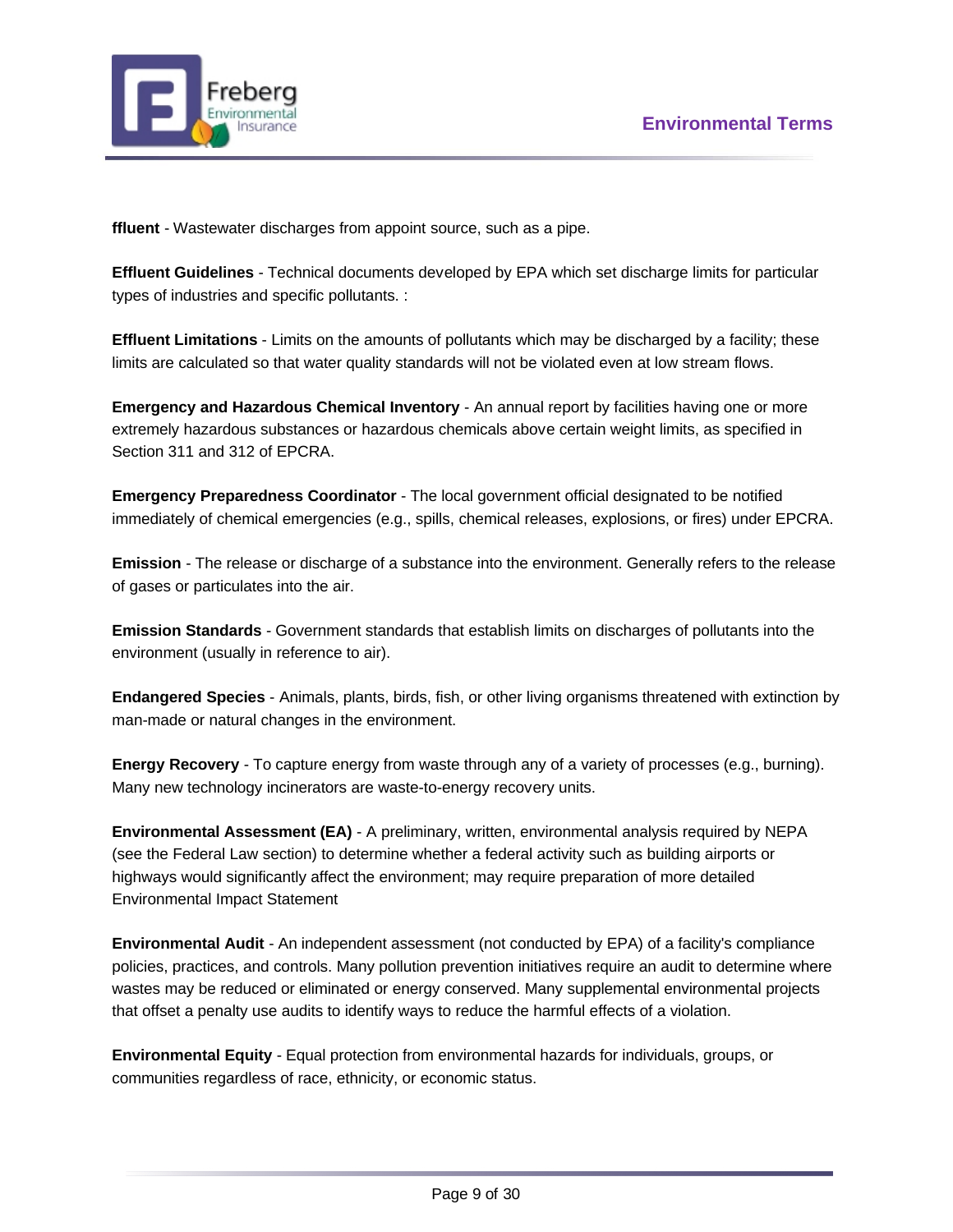**ffluent** - Wastewater discharges from appoint source, such as a pipe.

**Effluent Guidelines** - Technical documents developed by EPA which set discharge limits for particular types of industries and specific pollutants. :

**Effluent Limitations** - Limits on the amounts of pollutants which may be discharged by a facility; these limits are calculated so that water quality standards will not be violated even at low stream flows.

**Emergency and Hazardous Chemical Inventory** - An annual report by facilities having one or more extremely hazardous substances or hazardous chemicals above certain weight limits, as specified in Section 311 and 312 of EPCRA.

**Emergency Preparedness Coordinator** - The local government official designated to be notified immediately of chemical emergencies (e.g., spills, chemical releases, explosions, or fires) under EPCRA.

**Emission** - The release or discharge of a substance into the environment. Generally refers to the release of gases or particulates into the air.

**Emission Standards** - Government standards that establish limits on discharges of pollutants into the environment (usually in reference to air).

**Endangered Species** - Animals, plants, birds, fish, or other living organisms threatened with extinction by man-made or natural changes in the environment.

**Energy Recovery** - To capture energy from waste through any of a variety of processes (e.g., burning). Many new technology incinerators are waste-to-energy recovery units.

**Environmental Assessment (EA)** - A preliminary, written, environmental analysis required by NEPA (see the Federal Law section) to determine whether a federal activity such as building airports or highways would significantly affect the environment; may require preparation of more detailed Environmental Impact Statement

**Environmental Audit** - An independent assessment (not conducted by EPA) of a facility's compliance policies, practices, and controls. Many pollution prevention initiatives require an audit to determine where wastes may be reduced or eliminated or energy conserved. Many supplemental environmental projects that offset a penalty use audits to identify ways to reduce the harmful effects of a violation.

**Environmental Equity** - Equal protection from environmental hazards for individuals, groups, or communities regardless of race, ethnicity, or economic status.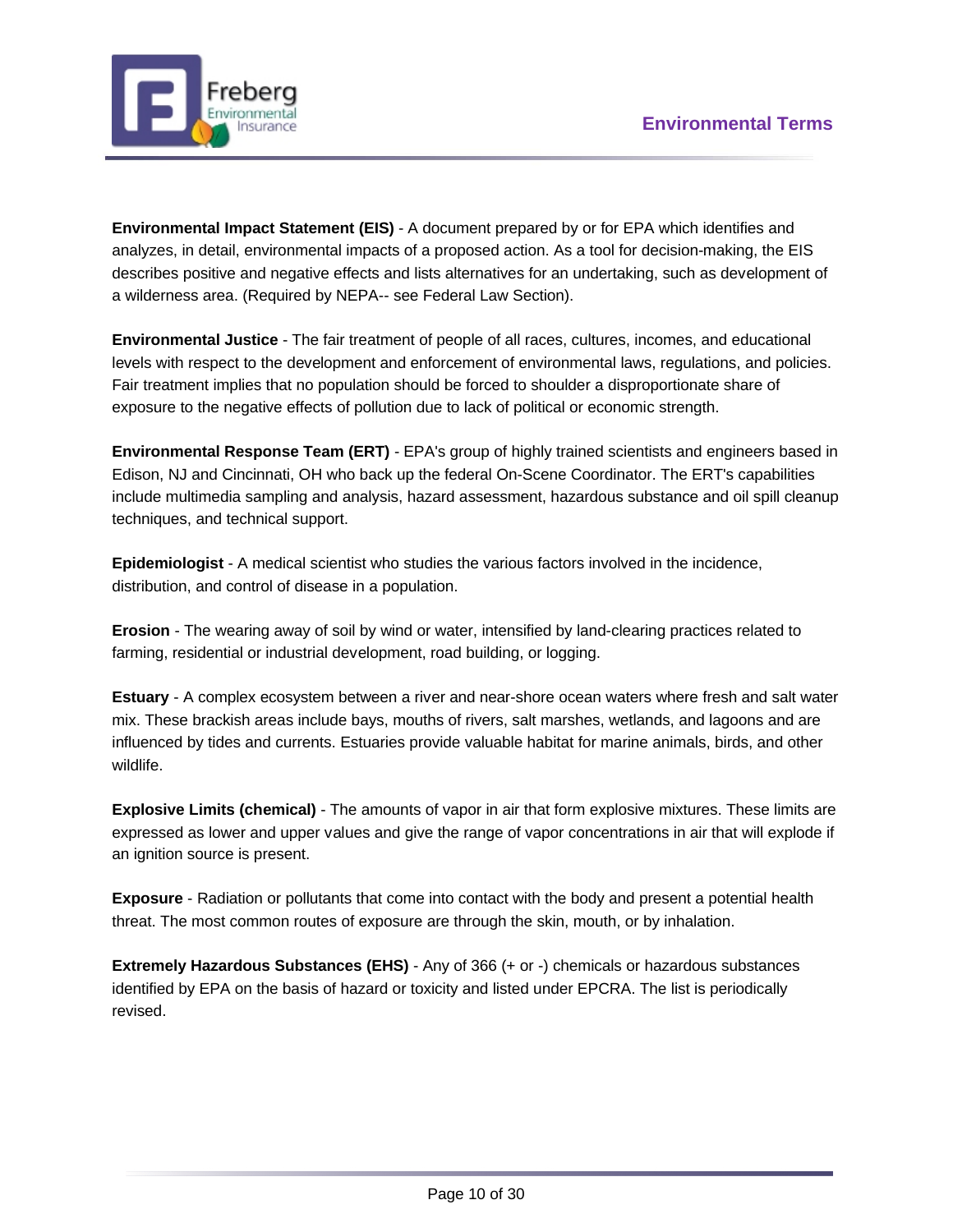**Environmental Impact Statement (EIS)** - A document prepared by or for EPA which identifies and analyzes, in detail, environmental impacts of a proposed action. As a tool for decision-making, the EIS describes positive and negative effects and lists alternatives for an undertaking, such as development of a wilderness area. (Required by NEPA-- see Federal Law Section).

**Environmental Justice** - The fair treatment of people of all races, cultures, incomes, and educational levels with respect to the development and enforcement of environmental laws, regulations, and policies. Fair treatment implies that no population should be forced to shoulder a disproportionate share of exposure to the negative effects of pollution due to lack of political or economic strength.

**Environmental Response Team (ERT)** - EPA's group of highly trained scientists and engineers based in Edison, NJ and Cincinnati, OH who back up the federal On-Scene Coordinator. The ERT's capabilities include multimedia sampling and analysis, hazard assessment, hazardous substance and oil spill cleanup techniques, and technical support.

**Epidemiologist** - A medical scientist who studies the various factors involved in the incidence, distribution, and control of disease in a population.

**Erosion** - The wearing away of soil by wind or water, intensified by land-clearing practices related to farming, residential or industrial development, road building, or logging.

**Estuary** - A complex ecosystem between a river and near-shore ocean waters where fresh and salt water mix. These brackish areas include bays, mouths of rivers, salt marshes, wetlands, and lagoons and are influenced by tides and currents. Estuaries provide valuable habitat for marine animals, birds, and other wildlife.

**Explosive Limits (chemical)** - The amounts of vapor in air that form explosive mixtures. These limits are expressed as lower and upper values and give the range of vapor concentrations in air that will explode if an ignition source is present.

**Exposure** - Radiation or pollutants that come into contact with the body and present a potential health threat. The most common routes of exposure are through the skin, mouth, or by inhalation.

**Extremely Hazardous Substances (EHS)** - Any of 366 (+ or -) chemicals or hazardous substances identified by EPA on the basis of hazard or toxicity and listed under EPCRA. The list is periodically revised.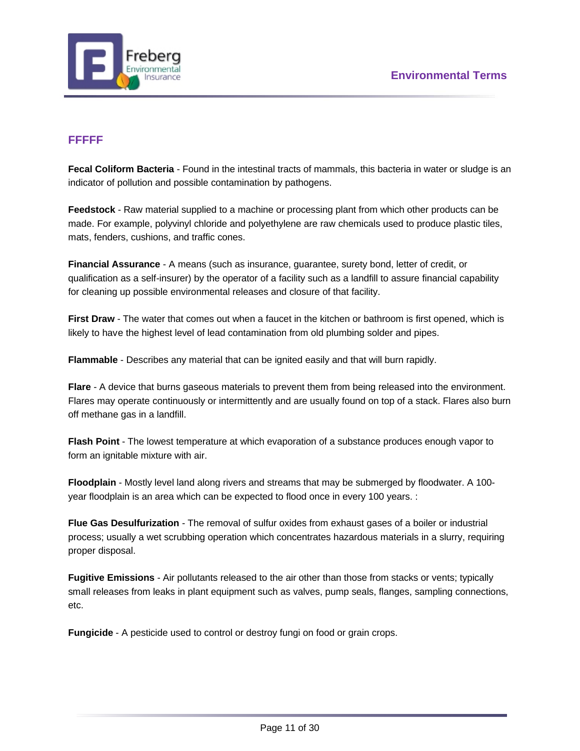## FFFFF

**Fecal Coliform Bacteria** - Found in the intestinal tracts of mammals, this bacteria in water or sludge is an indicator of pollution and possible contamination by pathogens.

**Feedstock** - Raw material supplied to a machine or processing plant from which other products can be made. For example, polyvinyl chloride and polyethylene are raw chemicals used to produce plastic tiles, mats, fenders, cushions, and traffic cones.

**Financial Assurance** - A means (such as insurance, guarantee, surety bond, letter of credit, or qualification as a self-insurer) by the operator of a facility such as a landfill to assure financial capability for cleaning up possible environmental releases and closure of that facility.

**First Draw** - The water that comes out when a faucet in the kitchen or bathroom is first opened, which is likely to have the highest level of lead contamination from old plumbing solder and pipes.

**Flammable** - Describes any material that can be ignited easily and that will burn rapidly.

**Flare** - A device that burns gaseous materials to prevent them from being released into the environment. Flares may operate continuously or intermittently and are usually found on top of a stack. Flares also burn off methane gas in a landfill.

**Flash Point** - The lowest temperature at which evaporation of a substance produces enough vapor to form an ignitable mixture with air.

**Floodplain** - Mostly level land along rivers and streams that may be submerged by floodwater. A 100-year floodplain is an area which can be expected to flood once in every 100 years. :

**Flue Gas Desulfurization** - The removal of sulfur oxides from exhaust gases of a boiler or industrial process; usually a wet scrubbing operation which concentrates hazardous materials in a slurry, requiring proper disposal.

**Fugitive Emissions** - Air pollutants released to the air other than those from stacks or vents; typically small releases from leaks in plant equipment such as valves, pump seals, flanges, sampling connections, etc.

**Fungicide** - A pesticide used to control or destroy fungi on food or grain crops.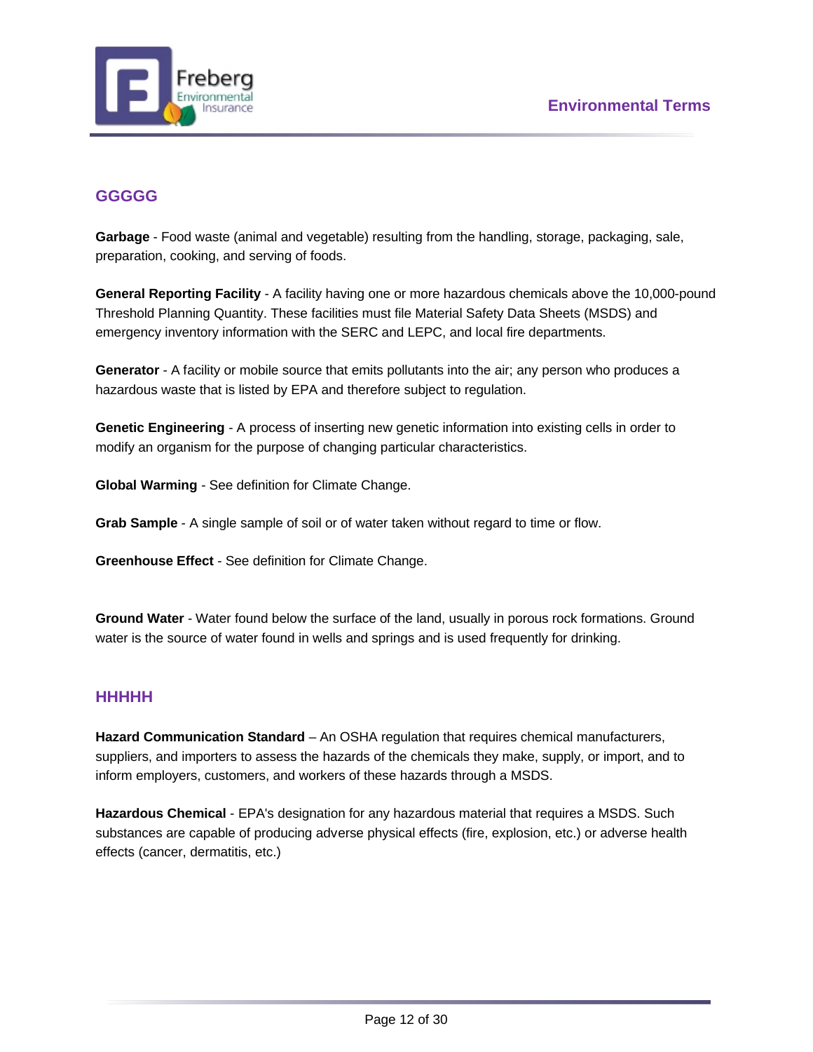## GGGGG

**Garbage** - Food waste (animal and vegetable) resulting from the handling, storage, packaging, sale, preparation, cooking, and serving of foods.

**General Reporting Facility** - A facility having one or more hazardous chemicals above the 10,000-pound Threshold Planning Quantity. These facilities must file Material Safety Data Sheets (MSDS) and emergency inventory information with the SERC and LEPC, and local fire departments.

**Generator** - A facility or mobile source that emits pollutants into the air; any person who produces a hazardous waste that is listed by EPA and therefore subject to regulation.

**Genetic Engineering** - A process of inserting new genetic information into existing cells in order to modify an organism for the purpose of changing particular characteristics.

**Global Warming** - See definition for Climate Change.

**Grab Sample** - A single sample of soil or of water taken without regard to time or flow.

**Greenhouse Effect** - See definition for Climate Change.

**Ground Water** - Water found below the surface of the land, usually in porous rock formations. Ground water is the source of water found in wells and springs and is used frequently for drinking.

## HHHHH

**Hazard Communication Standard** – An OSHA regulation that requires chemical manufacturers, suppliers, and importers to assess the hazards of the chemicals they make, supply, or import, and to inform employers, customers, and workers of these hazards through a MSDS.

**Hazardous Chemical** - EPA's designation for any hazardous material that requires a MSDS. Such substances are capable of producing adverse physical effects (fire, explosion, etc.) or adverse health effects (cancer, dermatitis, etc.)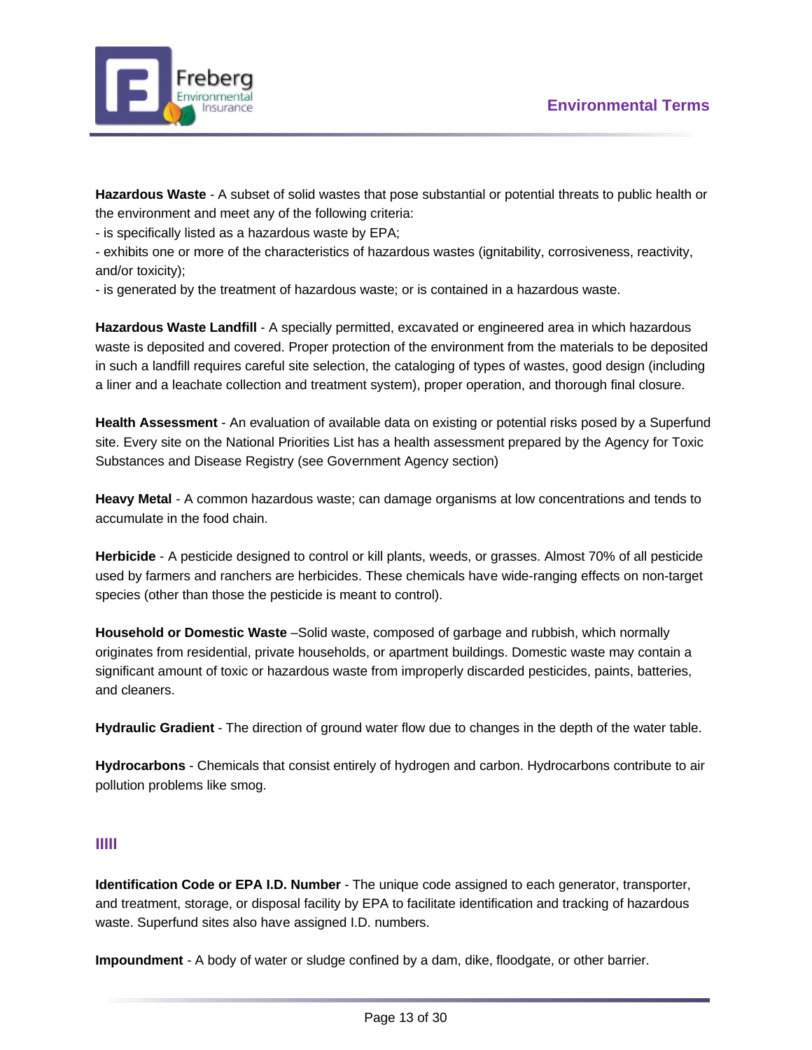**Hazardous Waste** - A subset of solid wastes that pose substantial or potential threats to public health or the environment and meet any of the following criteria:

- is specifically listed as a hazardous waste by EPA;
- exhibits one or more of the characteristics of hazardous wastes (ignitability, corrosiveness, reactivity, and/or toxicity);
- is generated by the treatment of hazardous waste; or is contained in a hazardous waste.

**Hazardous Waste Landfill** - A specially permitted, excavated or engineered area in which hazardous waste is deposited and covered. Proper protection of the environment from the materials to be deposited in such a landfill requires careful site selection, the cataloging of types of wastes, good design (including a liner and a leachate collection and treatment system), proper operation, and thorough final closure.

**Health Assessment** - An evaluation of available data on existing or potential risks posed by a Superfund site. Every site on the National Priorities List has a health assessment prepared by the Agency for Toxic Substances and Disease Registry (see Government Agency section)

**Heavy Metal** - A common hazardous waste; can damage organisms at low concentrations and tends to accumulate in the food chain.

**Herbicide** - A pesticide designed to control or kill plants, weeds, or grasses. Almost 70% of all pesticide used by farmers and ranchers are herbicides. These chemicals have wide-ranging effects on non-target species (other than those the pesticide is meant to control).

**Household or Domestic Waste** –Solid waste, composed of garbage and rubbish, which normally originates from residential, private households, or apartment buildings. Domestic waste may contain a significant amount of toxic or hazardous waste from improperly discarded pesticides, paints, batteries, and cleaners.

**Hydraulic Gradient** - The direction of ground water flow due to changes in the depth of the water table.

**Hydrocarbons** - Chemicals that consist entirely of hydrogen and carbon. Hydrocarbons contribute to air pollution problems like smog.

## IIIII

**Identification Code or EPA I.D. Number** - The unique code assigned to each generator, transporter, and treatment, storage, or disposal facility by EPA to facilitate identification and tracking of hazardous waste. Superfund sites also have assigned I.D. numbers.

**Impoundment** - A body of water or sludge confined by a dam, dike, floodgate, or other barrier.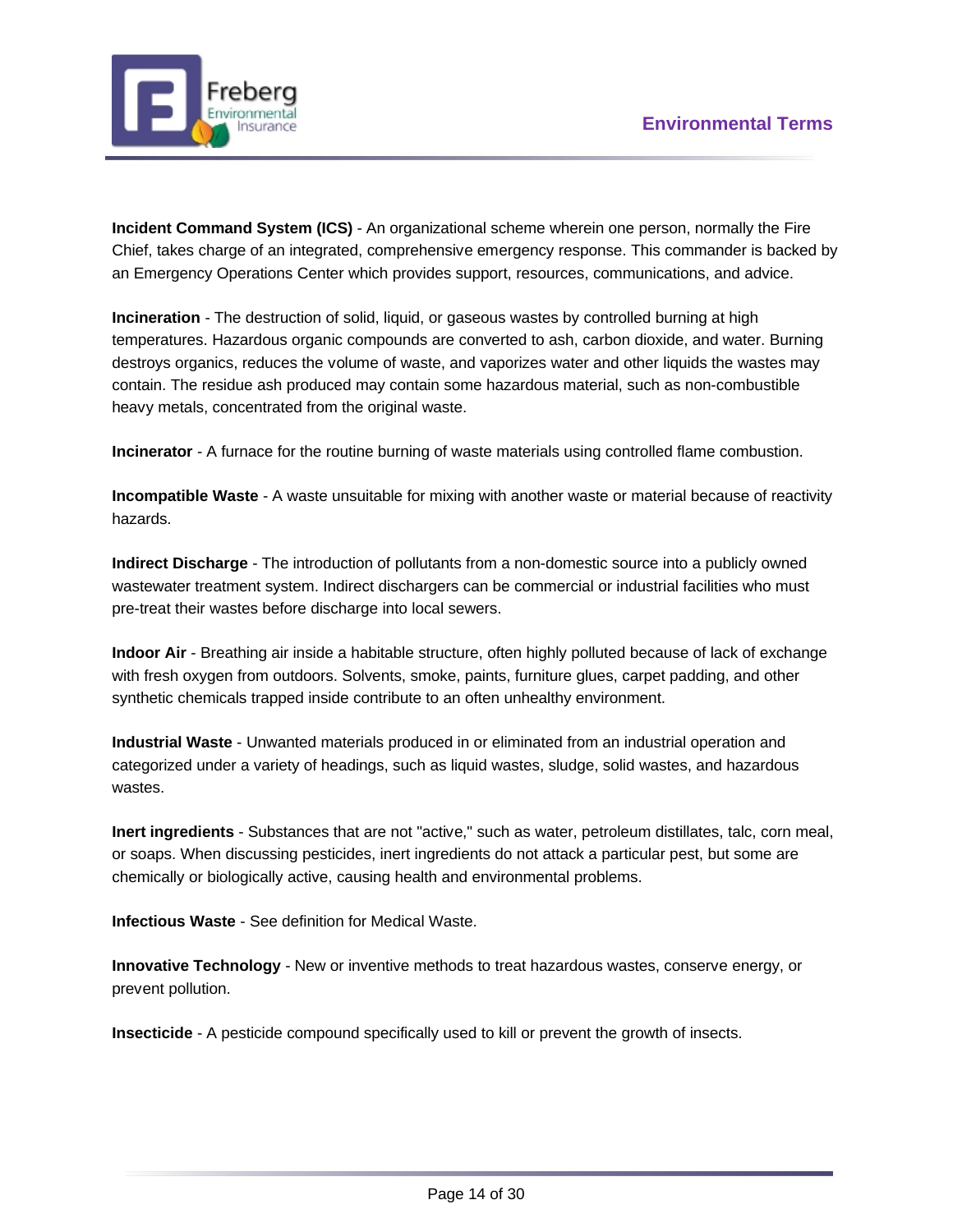**Incident Command System (ICS)** - An organizational scheme wherein one person, normally the Fire Chief, takes charge of an integrated, comprehensive emergency response. This commander is backed by an Emergency Operations Center which provides support, resources, communications, and advice.

**Incineration** - The destruction of solid, liquid, or gaseous wastes by controlled burning at high temperatures. Hazardous organic compounds are converted to ash, carbon dioxide, and water. Burning destroys organics, reduces the volume of waste, and vaporizes water and other liquids the wastes may contain. The residue ash produced may contain some hazardous material, such as non-combustible heavy metals, concentrated from the original waste.

**Incinerator** - A furnace for the routine burning of waste materials using controlled flame combustion.

**Incompatible Waste** - A waste unsuitable for mixing with another waste or material because of reactivity hazards.

**Indirect Discharge** - The introduction of pollutants from a non-domestic source into a publicly owned wastewater treatment system. Indirect dischargers can be commercial or industrial facilities who must pre-treat their wastes before discharge into local sewers.

**Indoor Air** - Breathing air inside a habitable structure, often highly polluted because of lack of exchange with fresh oxygen from outdoors. Solvents, smoke, paints, furniture glues, carpet padding, and other synthetic chemicals trapped inside contribute to an often unhealthy environment.

**Industrial Waste** - Unwanted materials produced in or eliminated from an industrial operation and categorized under a variety of headings, such as liquid wastes, sludge, solid wastes, and hazardous wastes.

**Inert ingredients** - Substances that are not "active," such as water, petroleum distillates, talc, corn meal, or soaps. When discussing pesticides, inert ingredients do not attack a particular pest, but some are chemically or biologically active, causing health and environmental problems.

**Infectious Waste** - See definition for Medical Waste.

**Innovative Technology** - New or inventive methods to treat hazardous wastes, conserve energy, or prevent pollution.

**Insecticide** - A pesticide compound specifically used to kill or prevent the growth of insects.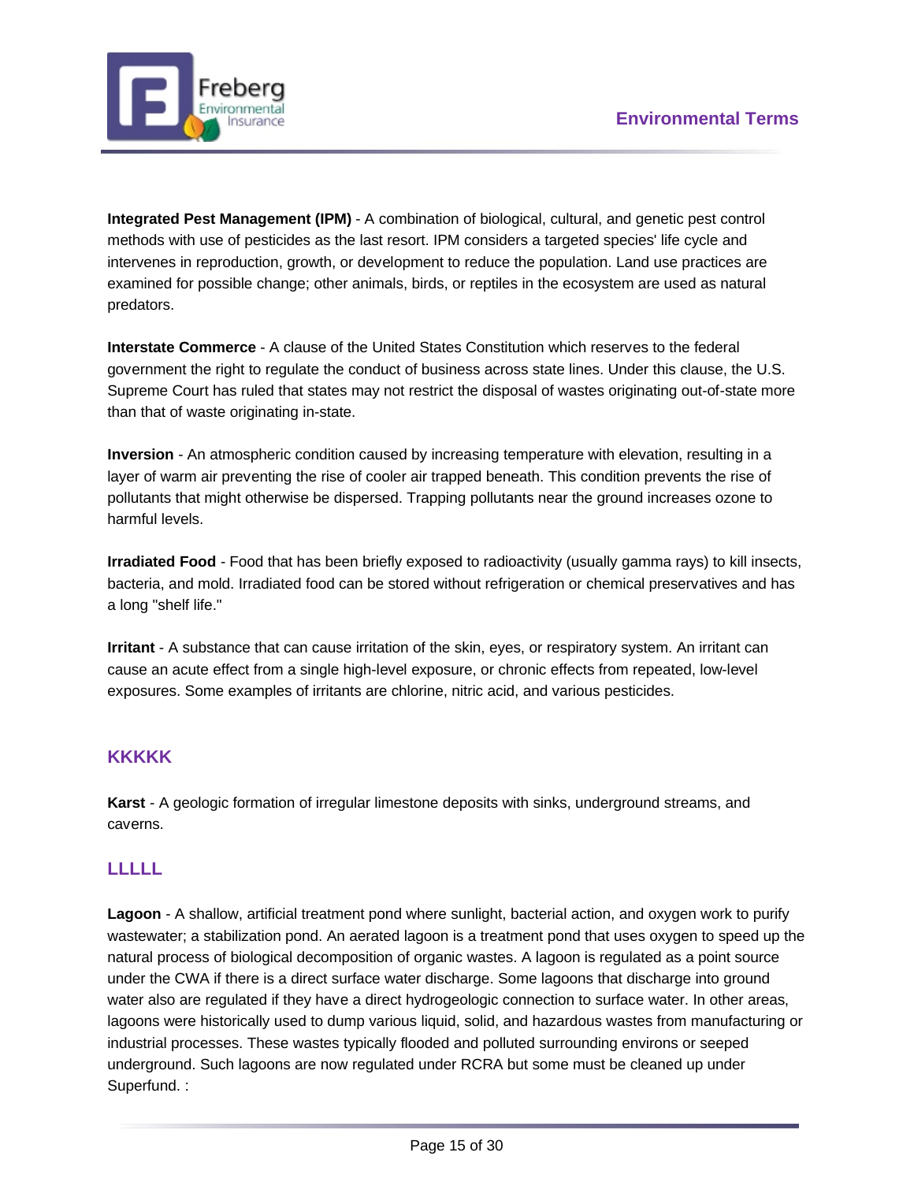**Integrated Pest Management (IPM)** - A combination of biological, cultural, and genetic pest control methods with use of pesticides as the last resort. IPM considers a targeted species' life cycle and intervenes in reproduction, growth, or development to reduce the population. Land use practices are examined for possible change; other animals, birds, or reptiles in the ecosystem are used as natural predators.

**Interstate Commerce** - A clause of the United States Constitution which reserves to the federal government the right to regulate the conduct of business across state lines. Under this clause, the U.S. Supreme Court has ruled that states may not restrict the disposal of wastes originating out-of-state more than that of waste originating in-state.

**Inversion** - An atmospheric condition caused by increasing temperature with elevation, resulting in a layer of warm air preventing the rise of cooler air trapped beneath. This condition prevents the rise of pollutants that might otherwise be dispersed. Trapping pollutants near the ground increases ozone to harmful levels.

**Irradiated Food** - Food that has been briefly exposed to radioactivity (usually gamma rays) to kill insects, bacteria, and mold. Irradiated food can be stored without refrigeration or chemical preservatives and has a long "shelf life."

**Irritant** - A substance that can cause irritation of the skin, eyes, or respiratory system. An irritant can cause an acute effect from a single high-level exposure, or chronic effects from repeated, low-level exposures. Some examples of irritants are chlorine, nitric acid, and various pesticides.

## KKKKK

**Karst** - A geologic formation of irregular limestone deposits with sinks, underground streams, and caverns.

## LLLLL

**Lagoon** - A shallow, artificial treatment pond where sunlight, bacterial action, and oxygen work to purify wastewater; a stabilization pond. An aerated lagoon is a treatment pond that uses oxygen to speed up the natural process of biological decomposition of organic wastes. A lagoon is regulated as a point source under the CWA if there is a direct surface water discharge. Some lagoons that discharge into ground water also are regulated if they have a direct hydrogeologic connection to surface water. In other areas, lagoons were historically used to dump various liquid, solid, and hazardous wastes from manufacturing or industrial processes. These wastes typically flooded and polluted surrounding environs or seeped underground. Such lagoons are now regulated under RCRA but some must be cleaned up under Superfund. :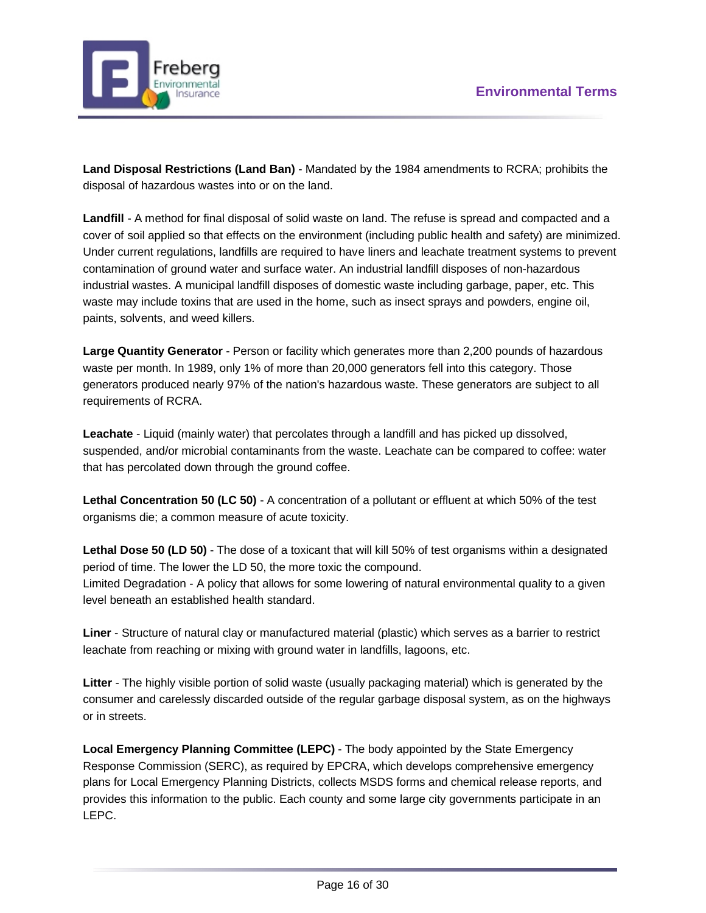**Land Disposal Restrictions (Land Ban)** - Mandated by the 1984 amendments to RCRA; prohibits the disposal of hazardous wastes into or on the land.

**Landfill** - A method for final disposal of solid waste on land. The refuse is spread and compacted and a cover of soil applied so that effects on the environment (including public health and safety) are minimized. Under current regulations, landfills are required to have liners and leachate treatment systems to prevent contamination of ground water and surface water. An industrial landfill disposes of non-hazardous industrial wastes. A municipal landfill disposes of domestic waste including garbage, paper, etc. This waste may include toxins that are used in the home, such as insect sprays and powders, engine oil, paints, solvents, and weed killers.

**Large Quantity Generator** - Person or facility which generates more than 2,200 pounds of hazardous waste per month. In 1989, only 1% of more than 20,000 generators fell into this category. Those generators produced nearly 97% of the nation's hazardous waste. These generators are subject to all requirements of RCRA.

**Leachate** - Liquid (mainly water) that percolates through a landfill and has picked up dissolved, suspended, and/or microbial contaminants from the waste. Leachate can be compared to coffee: water that has percolated down through the ground coffee.

**Lethal Concentration 50 (LC 50)** - A concentration of a pollutant or effluent at which 50% of the test organisms die; a common measure of acute toxicity.

**Lethal Dose 50 (LD 50)** - The dose of a toxicant that will kill 50% of test organisms within a designated period of time. The lower the LD 50, the more toxic the compound.
Limited Degradation - A policy that allows for some lowering of natural environmental quality to a given level beneath an established health standard.

**Liner** - Structure of natural clay or manufactured material (plastic) which serves as a barrier to restrict leachate from reaching or mixing with ground water in landfills, lagoons, etc.

**Litter** - The highly visible portion of solid waste (usually packaging material) which is generated by the consumer and carelessly discarded outside of the regular garbage disposal system, as on the highways or in streets.

**Local Emergency Planning Committee (LEPC)** - The body appointed by the State Emergency Response Commission (SERC), as required by EPCRA, which develops comprehensive emergency plans for Local Emergency Planning Districts, collects MSDS forms and chemical release reports, and provides this information to the public. Each county and some large city governments participate in an LEPC.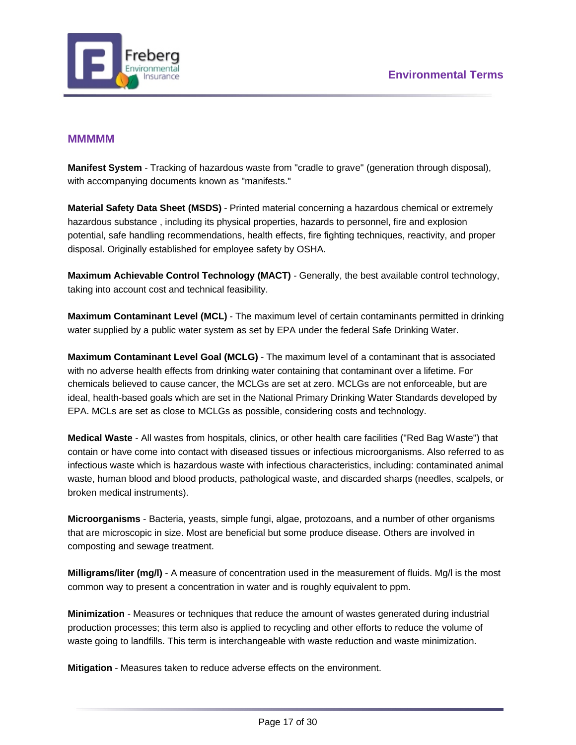## MMMMM

**Manifest System** - Tracking of hazardous waste from "cradle to grave" (generation through disposal), with accompanying documents known as "manifests."

**Material Safety Data Sheet (MSDS)** - Printed material concerning a hazardous chemical or extremely hazardous substance , including its physical properties, hazards to personnel, fire and explosion potential, safe handling recommendations, health effects, fire fighting techniques, reactivity, and proper disposal. Originally established for employee safety by OSHA.

**Maximum Achievable Control Technology (MACT)** - Generally, the best available control technology, taking into account cost and technical feasibility.

**Maximum Contaminant Level (MCL)** - The maximum level of certain contaminants permitted in drinking water supplied by a public water system as set by EPA under the federal Safe Drinking Water.

**Maximum Contaminant Level Goal (MCLG)** - The maximum level of a contaminant that is associated with no adverse health effects from drinking water containing that contaminant over a lifetime. For chemicals believed to cause cancer, the MCLGs are set at zero. MCLGs are not enforceable, but are ideal, health-based goals which are set in the National Primary Drinking Water Standards developed by EPA. MCLs are set as close to MCLGs as possible, considering costs and technology.

**Medical Waste** - All wastes from hospitals, clinics, or other health care facilities ("Red Bag Waste") that contain or have come into contact with diseased tissues or infectious microorganisms. Also referred to as infectious waste which is hazardous waste with infectious characteristics, including: contaminated animal waste, human blood and blood products, pathological waste, and discarded sharps (needles, scalpels, or broken medical instruments).

**Microorganisms** - Bacteria, yeasts, simple fungi, algae, protozoans, and a number of other organisms that are microscopic in size. Most are beneficial but some produce disease. Others are involved in composting and sewage treatment.

**Milligrams/liter (mg/l)** - A measure of concentration used in the measurement of fluids. Mg/l is the most common way to present a concentration in water and is roughly equivalent to ppm.

**Minimization** - Measures or techniques that reduce the amount of wastes generated during industrial production processes; this term also is applied to recycling and other efforts to reduce the volume of waste going to landfills. This term is interchangeable with waste reduction and waste minimization.

**Mitigation** - Measures taken to reduce adverse effects on the environment.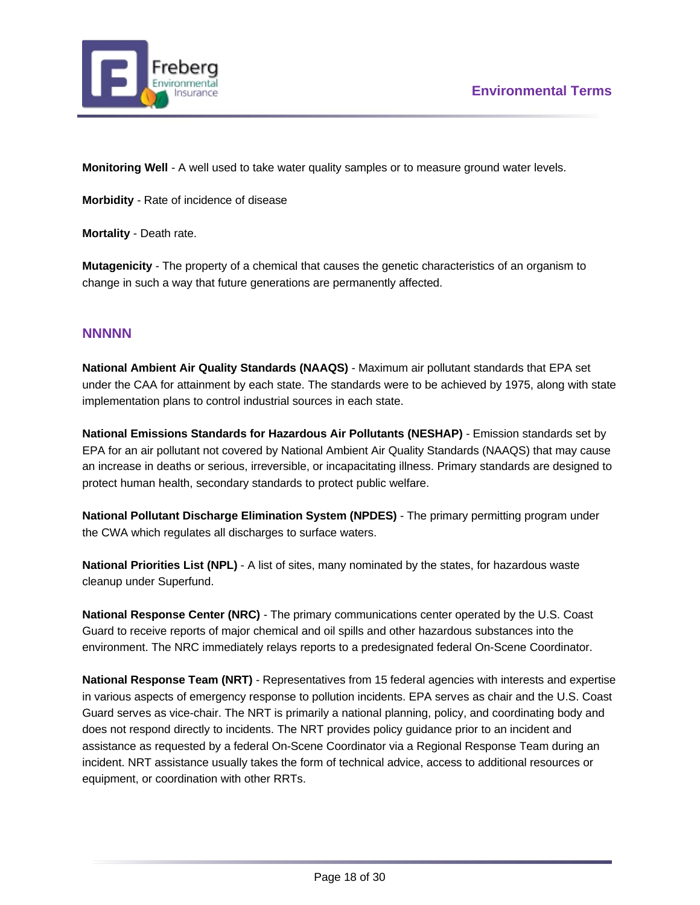**Monitoring Well** - A well used to take water quality samples or to measure ground water levels.

**Morbidity** - Rate of incidence of disease

**Mortality** - Death rate.

**Mutagenicity** - The property of a chemical that causes the genetic characteristics of an organism to change in such a way that future generations are permanently affected.

## NNNNN

**National Ambient Air Quality Standards (NAAQS)** - Maximum air pollutant standards that EPA set under the CAA for attainment by each state. The standards were to be achieved by 1975, along with state implementation plans to control industrial sources in each state.

**National Emissions Standards for Hazardous Air Pollutants (NESHAP)** - Emission standards set by EPA for an air pollutant not covered by National Ambient Air Quality Standards (NAAQS) that may cause an increase in deaths or serious, irreversible, or incapacitating illness. Primary standards are designed to protect human health, secondary standards to protect public welfare.

**National Pollutant Discharge Elimination System (NPDES)** - The primary permitting program under the CWA which regulates all discharges to surface waters.

**National Priorities List (NPL)** - A list of sites, many nominated by the states, for hazardous waste cleanup under Superfund.

**National Response Center (NRC)** - The primary communications center operated by the U.S. Coast Guard to receive reports of major chemical and oil spills and other hazardous substances into the environment. The NRC immediately relays reports to a predesignated federal On-Scene Coordinator.

**National Response Team (NRT)** - Representatives from 15 federal agencies with interests and expertise in various aspects of emergency response to pollution incidents. EPA serves as chair and the U.S. Coast Guard serves as vice-chair. The NRT is primarily a national planning, policy, and coordinating body and does not respond directly to incidents. The NRT provides policy guidance prior to an incident and assistance as requested by a federal On-Scene Coordinator via a Regional Response Team during an incident. NRT assistance usually takes the form of technical advice, access to additional resources or equipment, or coordination with other RRTs.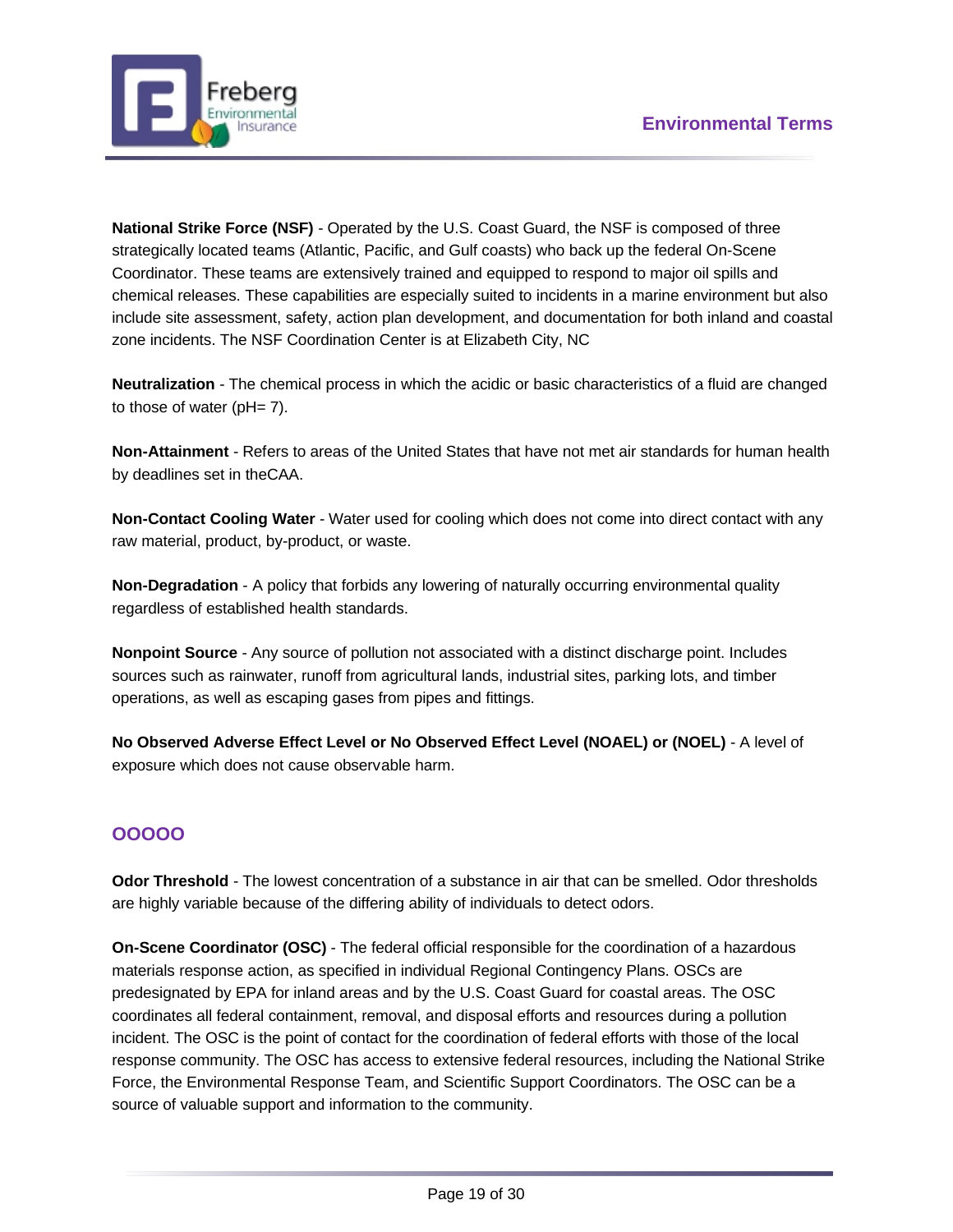**National Strike Force (NSF)** - Operated by the U.S. Coast Guard, the NSF is composed of three strategically located teams (Atlantic, Pacific, and Gulf coasts) who back up the federal On-Scene Coordinator. These teams are extensively trained and equipped to respond to major oil spills and chemical releases. These capabilities are especially suited to incidents in a marine environment but also include site assessment, safety, action plan development, and documentation for both inland and coastal zone incidents. The NSF Coordination Center is at Elizabeth City, NC

**Neutralization** - The chemical process in which the acidic or basic characteristics of a fluid are changed to those of water (pH= 7).

**Non-Attainment** - Refers to areas of the United States that have not met air standards for human health by deadlines set in theCAA.

**Non-Contact Cooling Water** - Water used for cooling which does not come into direct contact with any raw material, product, by-product, or waste.

**Non-Degradation** - A policy that forbids any lowering of naturally occurring environmental quality regardless of established health standards.

**Nonpoint Source** - Any source of pollution not associated with a distinct discharge point. Includes sources such as rainwater, runoff from agricultural lands, industrial sites, parking lots, and timber operations, as well as escaping gases from pipes and fittings.

**No Observed Adverse Effect Level or No Observed Effect Level (NOAEL) or (NOEL)** - A level of exposure which does not cause observable harm.

## OOOOO

**Odor Threshold** - The lowest concentration of a substance in air that can be smelled. Odor thresholds are highly variable because of the differing ability of individuals to detect odors.

**On-Scene Coordinator (OSC)** - The federal official responsible for the coordination of a hazardous materials response action, as specified in individual Regional Contingency Plans. OSCs are predesignated by EPA for inland areas and by the U.S. Coast Guard for coastal areas. The OSC coordinates all federal containment, removal, and disposal efforts and resources during a pollution incident. The OSC is the point of contact for the coordination of federal efforts with those of the local response community. The OSC has access to extensive federal resources, including the National Strike Force, the Environmental Response Team, and Scientific Support Coordinators. The OSC can be a source of valuable support and information to the community.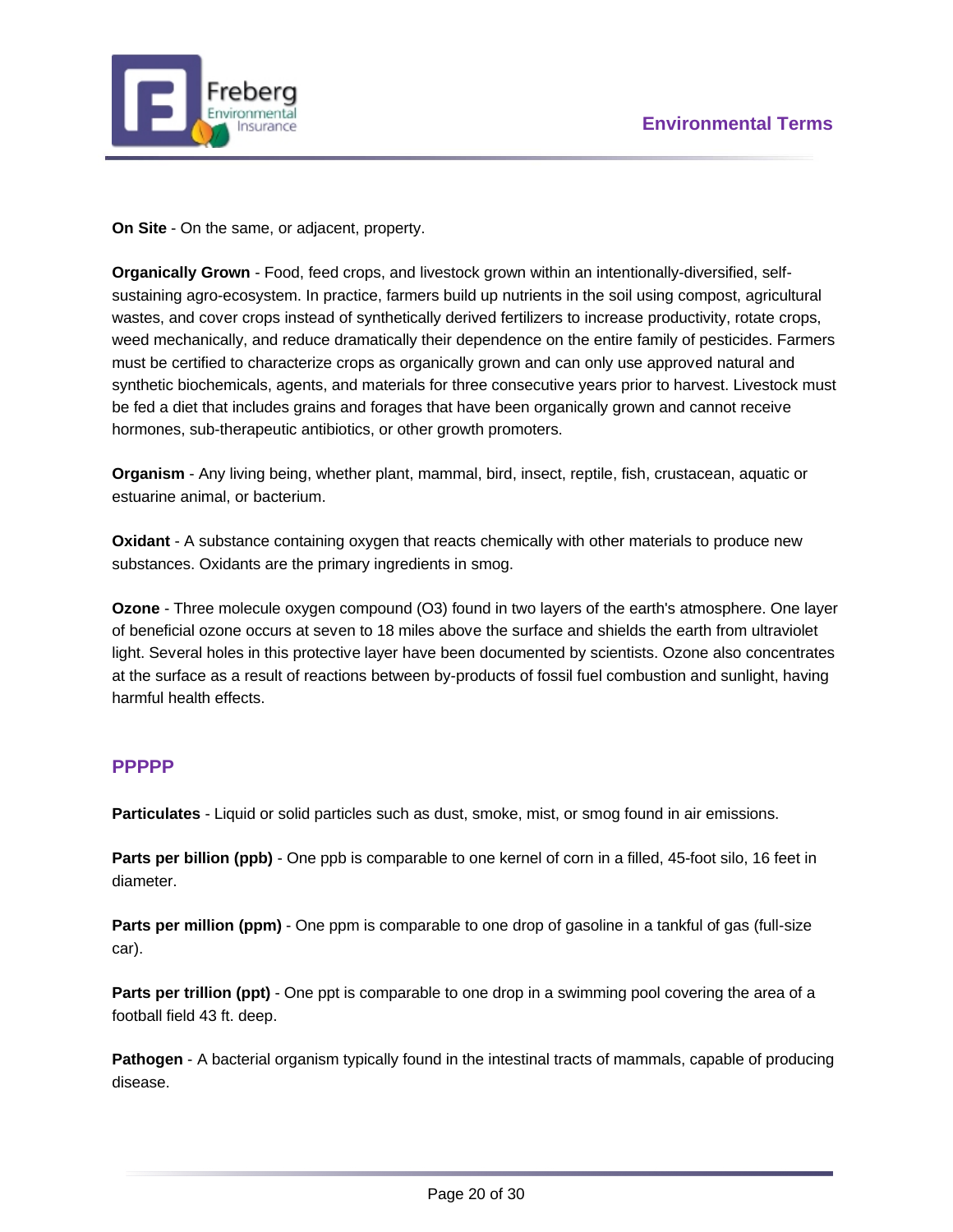**On Site** - On the same, or adjacent, property.

**Organically Grown** - Food, feed crops, and livestock grown within an intentionally-diversified, self-sustaining agro-ecosystem. In practice, farmers build up nutrients in the soil using compost, agricultural wastes, and cover crops instead of synthetically derived fertilizers to increase productivity, rotate crops, weed mechanically, and reduce dramatically their dependence on the entire family of pesticides. Farmers must be certified to characterize crops as organically grown and can only use approved natural and synthetic biochemicals, agents, and materials for three consecutive years prior to harvest. Livestock must be fed a diet that includes grains and forages that have been organically grown and cannot receive hormones, sub-therapeutic antibiotics, or other growth promoters.

**Organism** - Any living being, whether plant, mammal, bird, insect, reptile, fish, crustacean, aquatic or estuarine animal, or bacterium.

**Oxidant** - A substance containing oxygen that reacts chemically with other materials to produce new substances. Oxidants are the primary ingredients in smog.

**Ozone** - Three molecule oxygen compound ($O_3$) found in two layers of the earth's atmosphere. One layer of beneficial ozone occurs at seven to 18 miles above the surface and shields the earth from ultraviolet light. Several holes in this protective layer have been documented by scientists. Ozone also concentrates at the surface as a result of reactions between by-products of fossil fuel combustion and sunlight, having harmful health effects.

## PPPPP

**Particulates** - Liquid or solid particles such as dust, smoke, mist, or smog found in air emissions.

**Parts per billion (ppb)** - One ppb is comparable to one kernel of corn in a filled, 45-foot silo, 16 feet in diameter.

**Parts per million (ppm)** - One ppm is comparable to one drop of gasoline in a tankful of gas (full-size car).

**Parts per trillion (ppt)** - One ppt is comparable to one drop in a swimming pool covering the area of a football field 43 ft. deep.

**Pathogen** - A bacterial organism typically found in the intestinal tracts of mammals, capable of producing disease.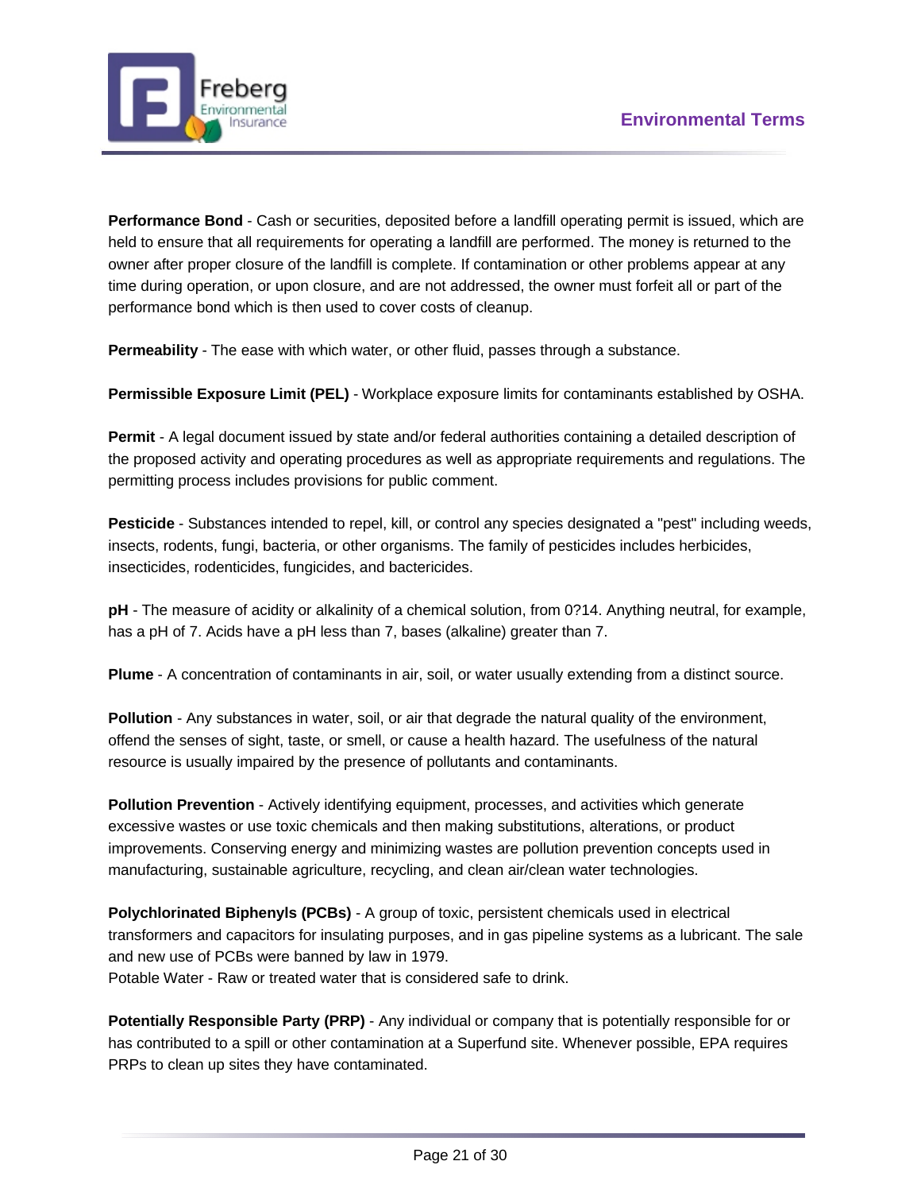**Performance Bond** - Cash or securities, deposited before a landfill operating permit is issued, which are held to ensure that all requirements for operating a landfill are performed. The money is returned to the owner after proper closure of the landfill is complete. If contamination or other problems appear at any time during operation, or upon closure, and are not addressed, the owner must forfeit all or part of the performance bond which is then used to cover costs of cleanup.

**Permeability** - The ease with which water, or other fluid, passes through a substance.

**Permissible Exposure Limit (PEL)** - Workplace exposure limits for contaminants established by OSHA.

**Permit** - A legal document issued by state and/or federal authorities containing a detailed description of the proposed activity and operating procedures as well as appropriate requirements and regulations. The permitting process includes provisions for public comment.

**Pesticide** - Substances intended to repel, kill, or control any species designated a "pest" including weeds, insects, rodents, fungi, bacteria, or other organisms. The family of pesticides includes herbicides, insecticides, rodenticides, fungicides, and bactericides.

**pH** - The measure of acidity or alkalinity of a chemical solution, from 0?14. Anything neutral, for example, has a pH of 7. Acids have a pH less than 7, bases (alkaline) greater than 7.

**Plume** - A concentration of contaminants in air, soil, or water usually extending from a distinct source.

**Pollution** - Any substances in water, soil, or air that degrade the natural quality of the environment, offend the senses of sight, taste, or smell, or cause a health hazard. The usefulness of the natural resource is usually impaired by the presence of pollutants and contaminants.

**Pollution Prevention** - Actively identifying equipment, processes, and activities which generate excessive wastes or use toxic chemicals and then making substitutions, alterations, or product improvements. Conserving energy and minimizing wastes are pollution prevention concepts used in manufacturing, sustainable agriculture, recycling, and clean air/clean water technologies.

**Polychlorinated Biphenyls (PCBs)** - A group of toxic, persistent chemicals used in electrical transformers and capacitors for insulating purposes, and in gas pipeline systems as a lubricant. The sale and new use of PCBs were banned by law in 1979.
Potable Water - Raw or treated water that is considered safe to drink.

**Potentially Responsible Party (PRP)** - Any individual or company that is potentially responsible for or has contributed to a spill or other contamination at a Superfund site. Whenever possible, EPA requires PRPs to clean up sites they have contaminated.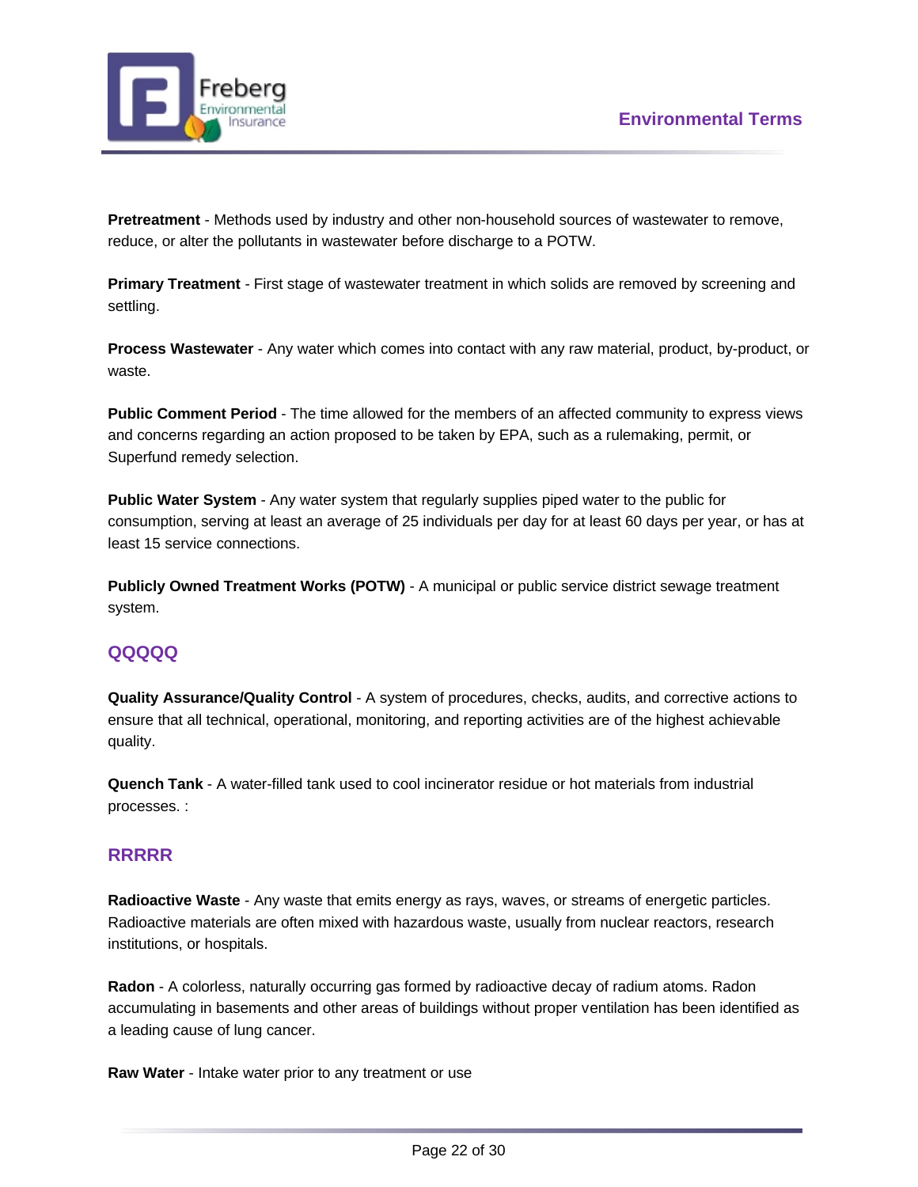**Pretreatment** - Methods used by industry and other non-household sources of wastewater to remove, reduce, or alter the pollutants in wastewater before discharge to a POTW.

**Primary Treatment** - First stage of wastewater treatment in which solids are removed by screening and settling.

**Process Wastewater** - Any water which comes into contact with any raw material, product, by-product, or waste.

**Public Comment Period** - The time allowed for the members of an affected community to express views and concerns regarding an action proposed to be taken by EPA, such as a rulemaking, permit, or Superfund remedy selection.

**Public Water System** - Any water system that regularly supplies piped water to the public for consumption, serving at least an average of 25 individuals per day for at least 60 days per year, or has at least 15 service connections.

**Publicly Owned Treatment Works (POTW)** - A municipal or public service district sewage treatment system.

## QQQQQ

**Quality Assurance/Quality Control** - A system of procedures, checks, audits, and corrective actions to ensure that all technical, operational, monitoring, and reporting activities are of the highest achievable quality.

**Quench Tank** - A water-filled tank used to cool incinerator residue or hot materials from industrial processes. :

## RRRRR

**Radioactive Waste** - Any waste that emits energy as rays, waves, or streams of energetic particles. Radioactive materials are often mixed with hazardous waste, usually from nuclear reactors, research institutions, or hospitals.

**Radon** - A colorless, naturally occurring gas formed by radioactive decay of radium atoms. Radon accumulating in basements and other areas of buildings without proper ventilation has been identified as a leading cause of lung cancer.

**Raw Water** - Intake water prior to any treatment or use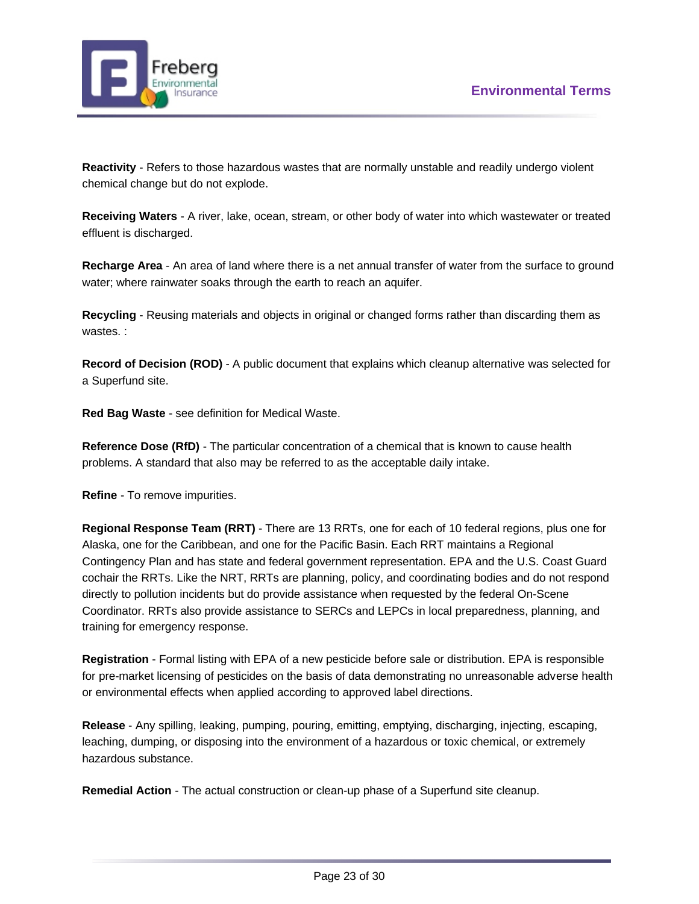**Reactivity** - Refers to those hazardous wastes that are normally unstable and readily undergo violent chemical change but do not explode.

**Receiving Waters** - A river, lake, ocean, stream, or other body of water into which wastewater or treated effluent is discharged.

**Recharge Area** - An area of land where there is a net annual transfer of water from the surface to ground water; where rainwater soaks through the earth to reach an aquifer.

**Recycling** - Reusing materials and objects in original or changed forms rather than discarding them as wastes. :

**Record of Decision (ROD)** - A public document that explains which cleanup alternative was selected for a Superfund site.

**Red Bag Waste** - see definition for Medical Waste.

**Reference Dose (RfD)** - The particular concentration of a chemical that is known to cause health problems. A standard that also may be referred to as the acceptable daily intake.

**Refine** - To remove impurities.

**Regional Response Team (RRT)** - There are 13 RRTs, one for each of 10 federal regions, plus one for Alaska, one for the Caribbean, and one for the Pacific Basin. Each RRT maintains a Regional Contingency Plan and has state and federal government representation. EPA and the U.S. Coast Guard cochair the RRTs. Like the NRT, RRTs are planning, policy, and coordinating bodies and do not respond directly to pollution incidents but do provide assistance when requested by the federal On-Scene Coordinator. RRTs also provide assistance to SERCs and LEPCs in local preparedness, planning, and training for emergency response.

**Registration** - Formal listing with EPA of a new pesticide before sale or distribution. EPA is responsible for pre-market licensing of pesticides on the basis of data demonstrating no unreasonable adverse health or environmental effects when applied according to approved label directions.

**Release** - Any spilling, leaking, pumping, pouring, emitting, emptying, discharging, injecting, escaping, leaching, dumping, or disposing into the environment of a hazardous or toxic chemical, or extremely hazardous substance.

**Remedial Action** - The actual construction or clean-up phase of a Superfund site cleanup.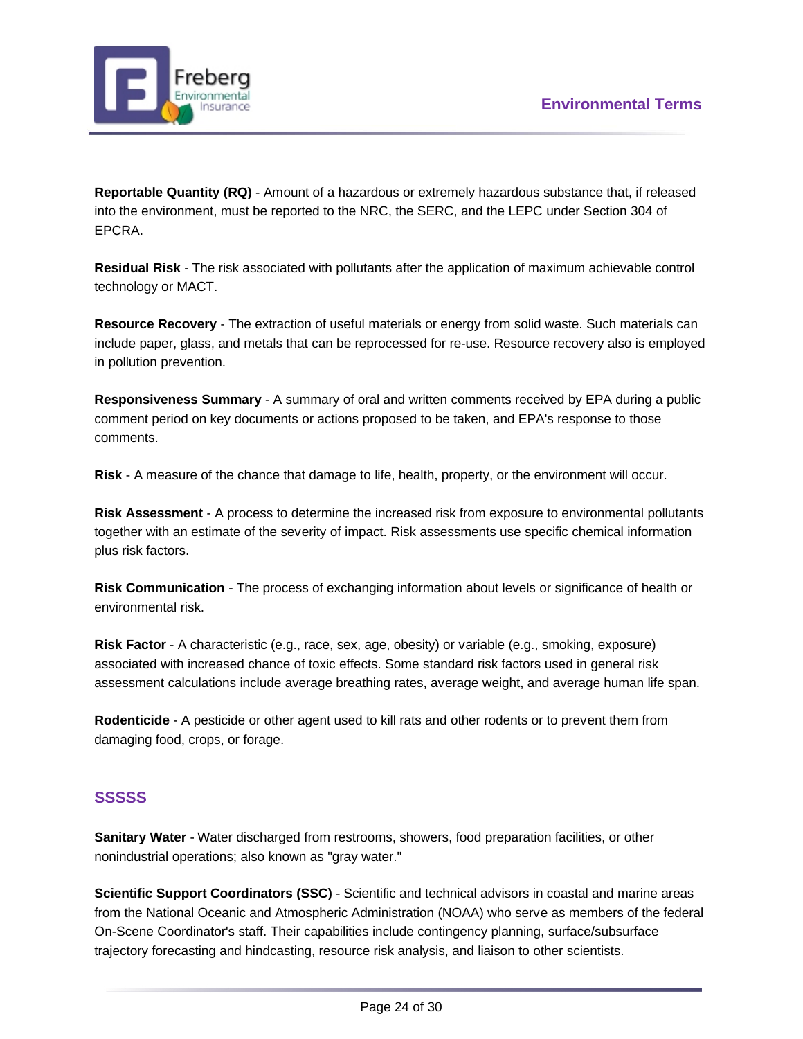**Reportable Quantity (RQ)** - Amount of a hazardous or extremely hazardous substance that, if released into the environment, must be reported to the NRC, the SERC, and the LEPC under Section 304 of EPCRA.

**Residual Risk** - The risk associated with pollutants after the application of maximum achievable control technology or MACT.

**Resource Recovery** - The extraction of useful materials or energy from solid waste. Such materials can include paper, glass, and metals that can be reprocessed for re-use. Resource recovery also is employed in pollution prevention.

**Responsiveness Summary** - A summary of oral and written comments received by EPA during a public comment period on key documents or actions proposed to be taken, and EPA's response to those comments.

**Risk** - A measure of the chance that damage to life, health, property, or the environment will occur.

**Risk Assessment** - A process to determine the increased risk from exposure to environmental pollutants together with an estimate of the severity of impact. Risk assessments use specific chemical information plus risk factors.

**Risk Communication** - The process of exchanging information about levels or significance of health or environmental risk.

**Risk Factor** - A characteristic (e.g., race, sex, age, obesity) or variable (e.g., smoking, exposure) associated with increased chance of toxic effects. Some standard risk factors used in general risk assessment calculations include average breathing rates, average weight, and average human life span.

**Rodenticide** - A pesticide or other agent used to kill rats and other rodents or to prevent them from damaging food, crops, or forage.

## SSSSS

**Sanitary Water** - Water discharged from restrooms, showers, food preparation facilities, or other nonindustrial operations; also known as "gray water."

**Scientific Support Coordinators (SSC)** - Scientific and technical advisors in coastal and marine areas from the National Oceanic and Atmospheric Administration (NOAA) who serve as members of the federal On-Scene Coordinator's staff. Their capabilities include contingency planning, surface/subsurface trajectory forecasting and hindcasting, resource risk analysis, and liaison to other scientists.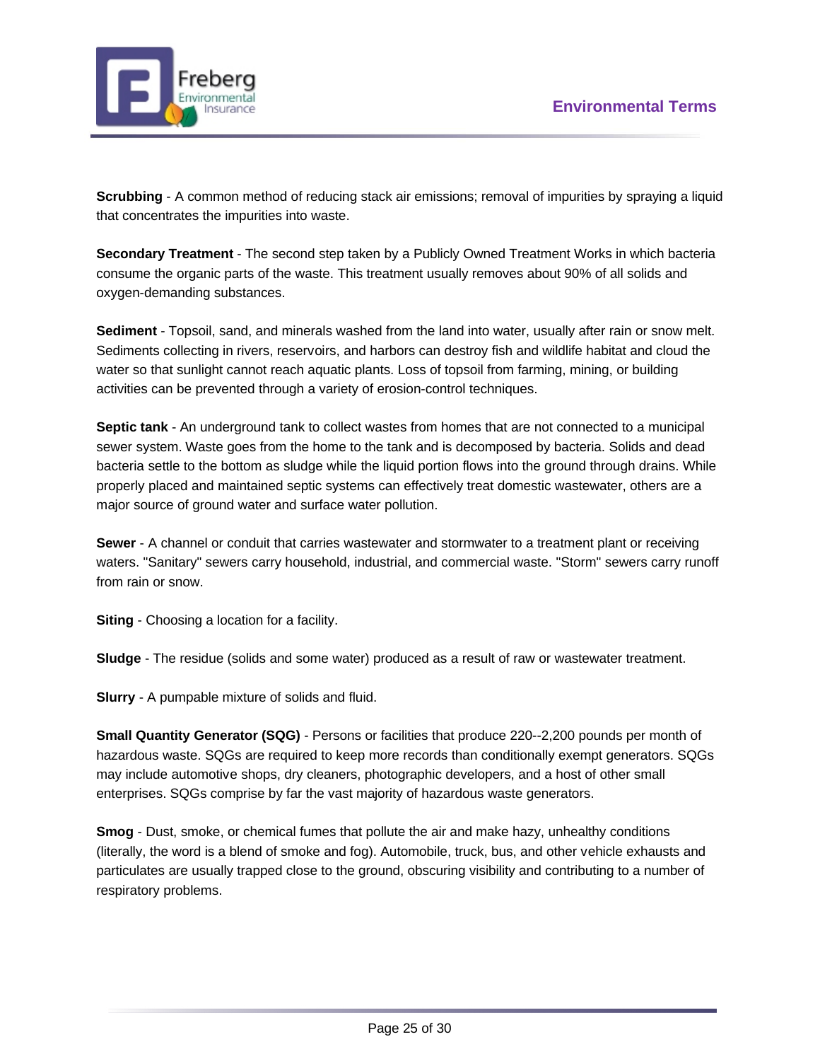**Scrubbing** - A common method of reducing stack air emissions; removal of impurities by spraying a liquid that concentrates the impurities into waste.

**Secondary Treatment** - The second step taken by a Publicly Owned Treatment Works in which bacteria consume the organic parts of the waste. This treatment usually removes about 90% of all solids and oxygen-demanding substances.

**Sediment** - Topsoil, sand, and minerals washed from the land into water, usually after rain or snow melt. Sediments collecting in rivers, reservoirs, and harbors can destroy fish and wildlife habitat and cloud the water so that sunlight cannot reach aquatic plants. Loss of topsoil from farming, mining, or building activities can be prevented through a variety of erosion-control techniques.

**Septic tank** - An underground tank to collect wastes from homes that are not connected to a municipal sewer system. Waste goes from the home to the tank and is decomposed by bacteria. Solids and dead bacteria settle to the bottom as sludge while the liquid portion flows into the ground through drains. While properly placed and maintained septic systems can effectively treat domestic wastewater, others are a major source of ground water and surface water pollution.

**Sewer** - A channel or conduit that carries wastewater and stormwater to a treatment plant or receiving waters. "Sanitary" sewers carry household, industrial, and commercial waste. "Storm" sewers carry runoff from rain or snow.

**Siting** - Choosing a location for a facility.

**Sludge** - The residue (solids and some water) produced as a result of raw or wastewater treatment.

**Slurry** - A pumpable mixture of solids and fluid.

**Small Quantity Generator (SQG)** - Persons or facilities that produce 220--2,200 pounds per month of hazardous waste. SQGs are required to keep more records than conditionally exempt generators. SQGs may include automotive shops, dry cleaners, photographic developers, and a host of other small enterprises. SQGs comprise by far the vast majority of hazardous waste generators.

**Smog** - Dust, smoke, or chemical fumes that pollute the air and make hazy, unhealthy conditions (literally, the word is a blend of smoke and fog). Automobile, truck, bus, and other vehicle exhausts and particulates are usually trapped close to the ground, obscuring visibility and contributing to a number of respiratory problems.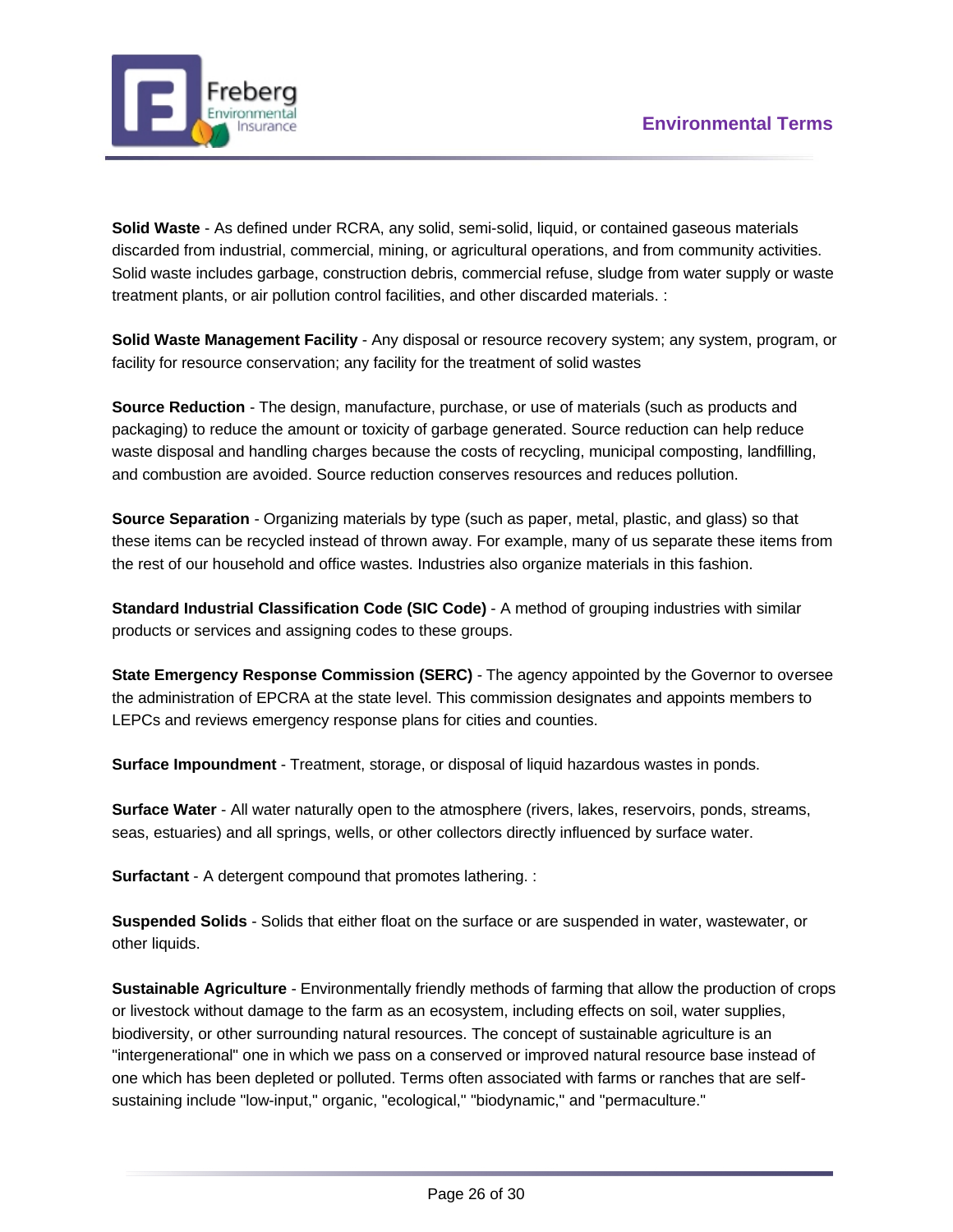**Solid Waste** - As defined under RCRA, any solid, semi-solid, liquid, or contained gaseous materials discarded from industrial, commercial, mining, or agricultural operations, and from community activities. Solid waste includes garbage, construction debris, commercial refuse, sludge from water supply or waste treatment plants, or air pollution control facilities, and other discarded materials. :

**Solid Waste Management Facility** - Any disposal or resource recovery system; any system, program, or facility for resource conservation; any facility for the treatment of solid wastes

**Source Reduction** - The design, manufacture, purchase, or use of materials (such as products and packaging) to reduce the amount or toxicity of garbage generated. Source reduction can help reduce waste disposal and handling charges because the costs of recycling, municipal composting, landfilling, and combustion are avoided. Source reduction conserves resources and reduces pollution.

**Source Separation** - Organizing materials by type (such as paper, metal, plastic, and glass) so that these items can be recycled instead of thrown away. For example, many of us separate these items from the rest of our household and office wastes. Industries also organize materials in this fashion.

**Standard Industrial Classification Code (SIC Code)** - A method of grouping industries with similar products or services and assigning codes to these groups.

**State Emergency Response Commission (SERC)** - The agency appointed by the Governor to oversee the administration of EPCRA at the state level. This commission designates and appoints members to LEPCs and reviews emergency response plans for cities and counties.

**Surface Impoundment** - Treatment, storage, or disposal of liquid hazardous wastes in ponds.

**Surface Water** - All water naturally open to the atmosphere (rivers, lakes, reservoirs, ponds, streams, seas, estuaries) and all springs, wells, or other collectors directly influenced by surface water.

**Surfactant** - A detergent compound that promotes lathering. :

**Suspended Solids** - Solids that either float on the surface or are suspended in water, wastewater, or other liquids.

**Sustainable Agriculture** - Environmentally friendly methods of farming that allow the production of crops or livestock without damage to the farm as an ecosystem, including effects on soil, water supplies, biodiversity, or other surrounding natural resources. The concept of sustainable agriculture is an "intergenerational" one in which we pass on a conserved or improved natural resource base instead of one which has been depleted or polluted. Terms often associated with farms or ranches that are self-sustaining include "low-input," organic, "ecological," "biodynamic," and "permaculture."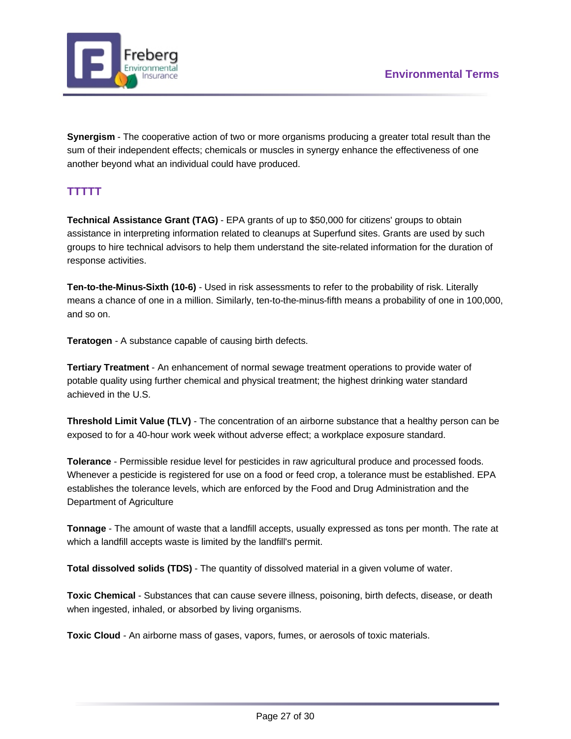**Synergism** - The cooperative action of two or more organisms producing a greater total result than the sum of their independent effects; chemicals or muscles in synergy enhance the effectiveness of one another beyond what an individual could have produced.

## TTTTT

**Technical Assistance Grant (TAG)** - EPA grants of up to $50,000 for citizens' groups to obtain assistance in interpreting information related to cleanups at Superfund sites. Grants are used by such groups to hire technical advisors to help them understand the site-related information for the duration of response activities.

**Ten-to-the-Minus-Sixth (10-6)** - Used in risk assessments to refer to the probability of risk. Literally means a chance of one in a million. Similarly, ten-to-the-minus-fifth means a probability of one in 100,000, and so on.

**Teratogen** - A substance capable of causing birth defects.

**Tertiary Treatment** - An enhancement of normal sewage treatment operations to provide water of potable quality using further chemical and physical treatment; the highest drinking water standard achieved in the U.S.

**Threshold Limit Value (TLV)** - The concentration of an airborne substance that a healthy person can be exposed to for a 40-hour work week without adverse effect; a workplace exposure standard.

**Tolerance** - Permissible residue level for pesticides in raw agricultural produce and processed foods. Whenever a pesticide is registered for use on a food or feed crop, a tolerance must be established. EPA establishes the tolerance levels, which are enforced by the Food and Drug Administration and the Department of Agriculture

**Tonnage** - The amount of waste that a landfill accepts, usually expressed as tons per month. The rate at which a landfill accepts waste is limited by the landfill's permit.

**Total dissolved solids (TDS)** - The quantity of dissolved material in a given volume of water.

**Toxic Chemical** - Substances that can cause severe illness, poisoning, birth defects, disease, or death when ingested, inhaled, or absorbed by living organisms.

**Toxic Cloud** - An airborne mass of gases, vapors, fumes, or aerosols of toxic materials.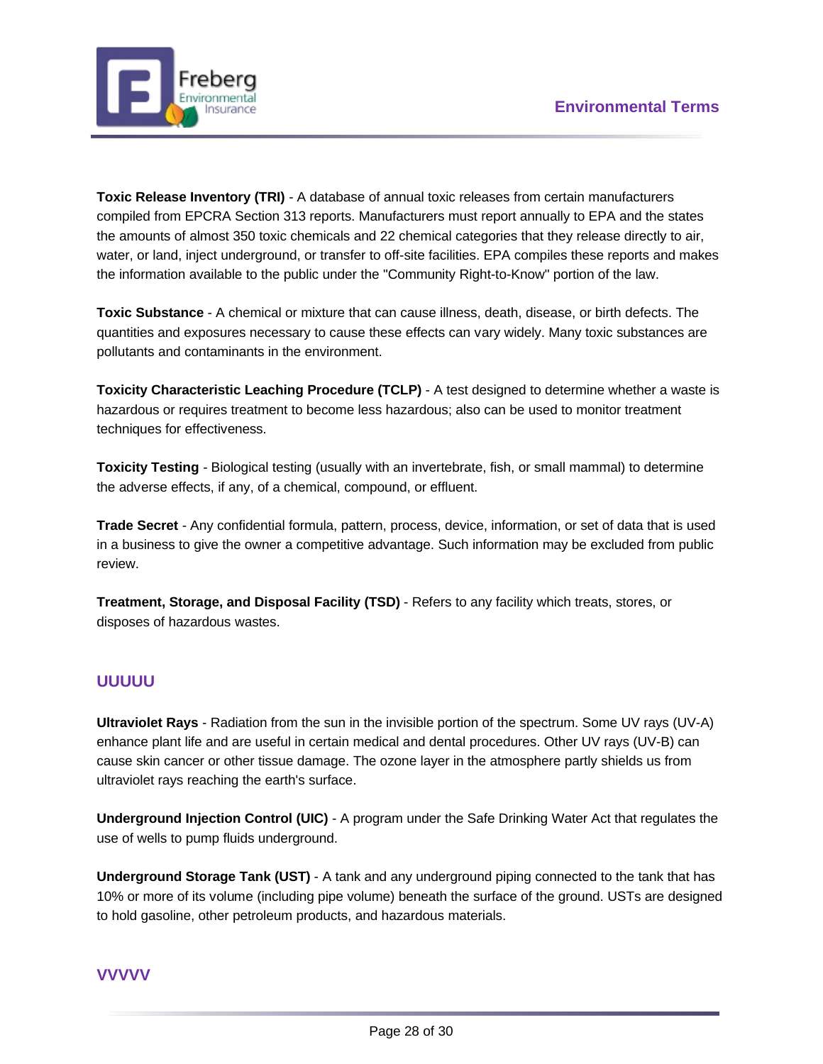**Toxic Release Inventory (TRI)** - A database of annual toxic releases from certain manufacturers compiled from EPCRA Section 313 reports. Manufacturers must report annually to EPA and the states the amounts of almost 350 toxic chemicals and 22 chemical categories that they release directly to air, water, or land, inject underground, or transfer to off-site facilities. EPA compiles these reports and makes the information available to the public under the "Community Right-to-Know" portion of the law.

**Toxic Substance** - A chemical or mixture that can cause illness, death, disease, or birth defects. The quantities and exposures necessary to cause these effects can vary widely. Many toxic substances are pollutants and contaminants in the environment.

**Toxicity Characteristic Leaching Procedure (TCLP)** - A test designed to determine whether a waste is hazardous or requires treatment to become less hazardous; also can be used to monitor treatment techniques for effectiveness.

**Toxicity Testing** - Biological testing (usually with an invertebrate, fish, or small mammal) to determine the adverse effects, if any, of a chemical, compound, or effluent.

**Trade Secret** - Any confidential formula, pattern, process, device, information, or set of data that is used in a business to give the owner a competitive advantage. Such information may be excluded from public review.

**Treatment, Storage, and Disposal Facility (TSD)** - Refers to any facility which treats, stores, or disposes of hazardous wastes.

## UUUUU

**Ultraviolet Rays** - Radiation from the sun in the invisible portion of the spectrum. Some UV rays (UV-A) enhance plant life and are useful in certain medical and dental procedures. Other UV rays (UV-B) can cause skin cancer or other tissue damage. The ozone layer in the atmosphere partly shields us from ultraviolet rays reaching the earth's surface.

**Underground Injection Control (UIC)** - A program under the Safe Drinking Water Act that regulates the use of wells to pump fluids underground.

**Underground Storage Tank (UST)** - A tank and any underground piping connected to the tank that has 10% or more of its volume (including pipe volume) beneath the surface of the ground. USTs are designed to hold gasoline, other petroleum products, and hazardous materials.

## VVVVV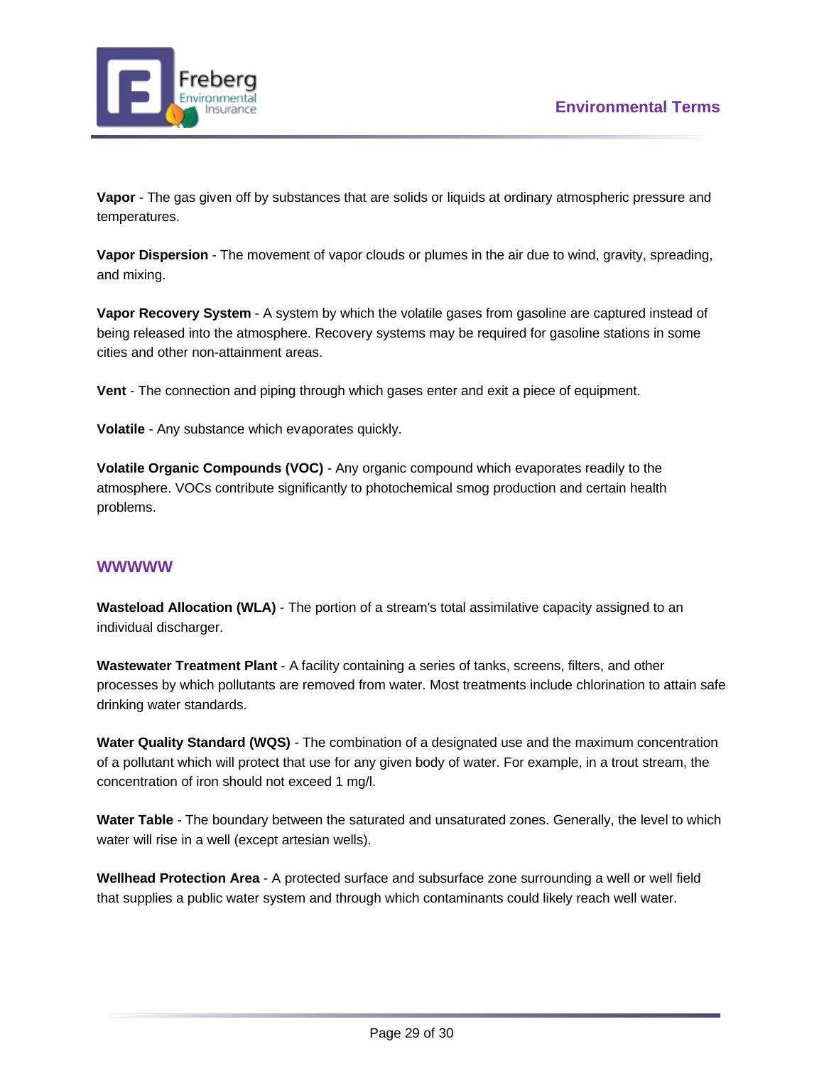**Vapor** - The gas given off by substances that are solids or liquids at ordinary atmospheric pressure and temperatures.

**Vapor Dispersion** - The movement of vapor clouds or plumes in the air due to wind, gravity, spreading, and mixing.

**Vapor Recovery System** - A system by which the volatile gases from gasoline are captured instead of being released into the atmosphere. Recovery systems may be required for gasoline stations in some cities and other non-attainment areas.

**Vent** - The connection and piping through which gases enter and exit a piece of equipment.

**Volatile** - Any substance which evaporates quickly.

**Volatile Organic Compounds (VOC)** - Any organic compound which evaporates readily to the atmosphere. VOCs contribute significantly to photochemical smog production and certain health problems.

## WWWWW

**Wasteload Allocation (WLA)** - The portion of a stream's total assimilative capacity assigned to an individual discharger.

**Wastewater Treatment Plant** - A facility containing a series of tanks, screens, filters, and other processes by which pollutants are removed from water. Most treatments include chlorination to attain safe drinking water standards.

**Water Quality Standard (WQS)** - The combination of a designated use and the maximum concentration of a pollutant which will protect that use for any given body of water. For example, in a trout stream, the concentration of iron should not exceed 1 mg/l.

**Water Table** - The boundary between the saturated and unsaturated zones. Generally, the level to which water will rise in a well (except artesian wells).

**Wellhead Protection Area** - A protected surface and subsurface zone surrounding a well or well field that supplies a public water system and through which contaminants could likely reach well water.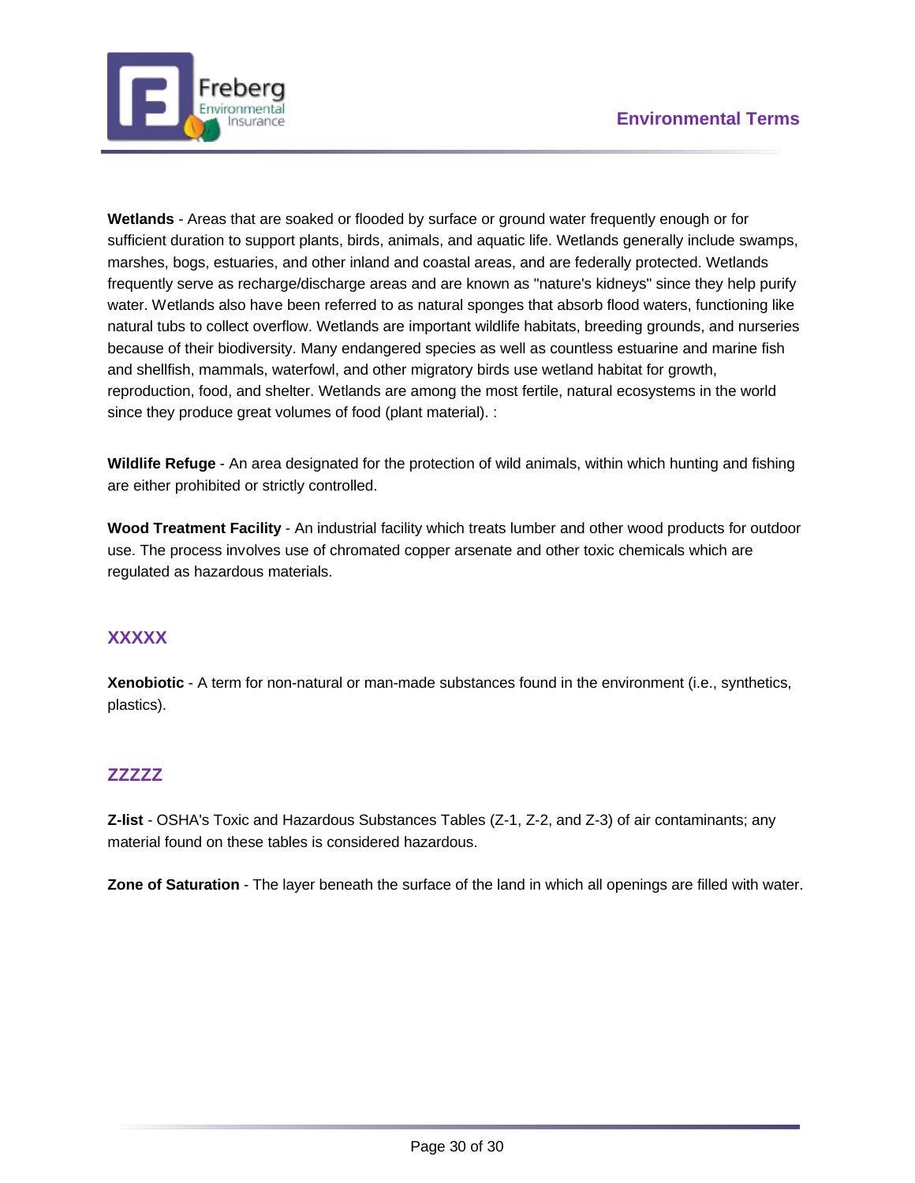**Wetlands** - Areas that are soaked or flooded by surface or ground water frequently enough or for sufficient duration to support plants, birds, animals, and aquatic life. Wetlands generally include swamps, marshes, bogs, estuaries, and other inland and coastal areas, and are federally protected. Wetlands frequently serve as recharge/discharge areas and are known as "nature's kidneys" since they help purify water. Wetlands also have been referred to as natural sponges that absorb flood waters, functioning like natural tubs to collect overflow. Wetlands are important wildlife habitats, breeding grounds, and nurseries because of their biodiversity. Many endangered species as well as countless estuarine and marine fish and shellfish, mammals, waterfowl, and other migratory birds use wetland habitat for growth, reproduction, food, and shelter. Wetlands are among the most fertile, natural ecosystems in the world since they produce great volumes of food (plant material). :

**Wildlife Refuge** - An area designated for the protection of wild animals, within which hunting and fishing are either prohibited or strictly controlled.

**Wood Treatment Facility** - An industrial facility which treats lumber and other wood products for outdoor use. The process involves use of chromated copper arsenate and other toxic chemicals which are regulated as hazardous materials.

## XXXXX

**Xenobiotic** - A term for non-natural or man-made substances found in the environment (i.e., synthetics, plastics).

## ZZZZZ

**Z-list** - OSHA's Toxic and Hazardous Substances Tables (Z-1, Z-2, and Z-3) of air contaminants; any material found on these tables is considered hazardous.

**Zone of Saturation** - The layer beneath the surface of the land in which all openings are filled with water.